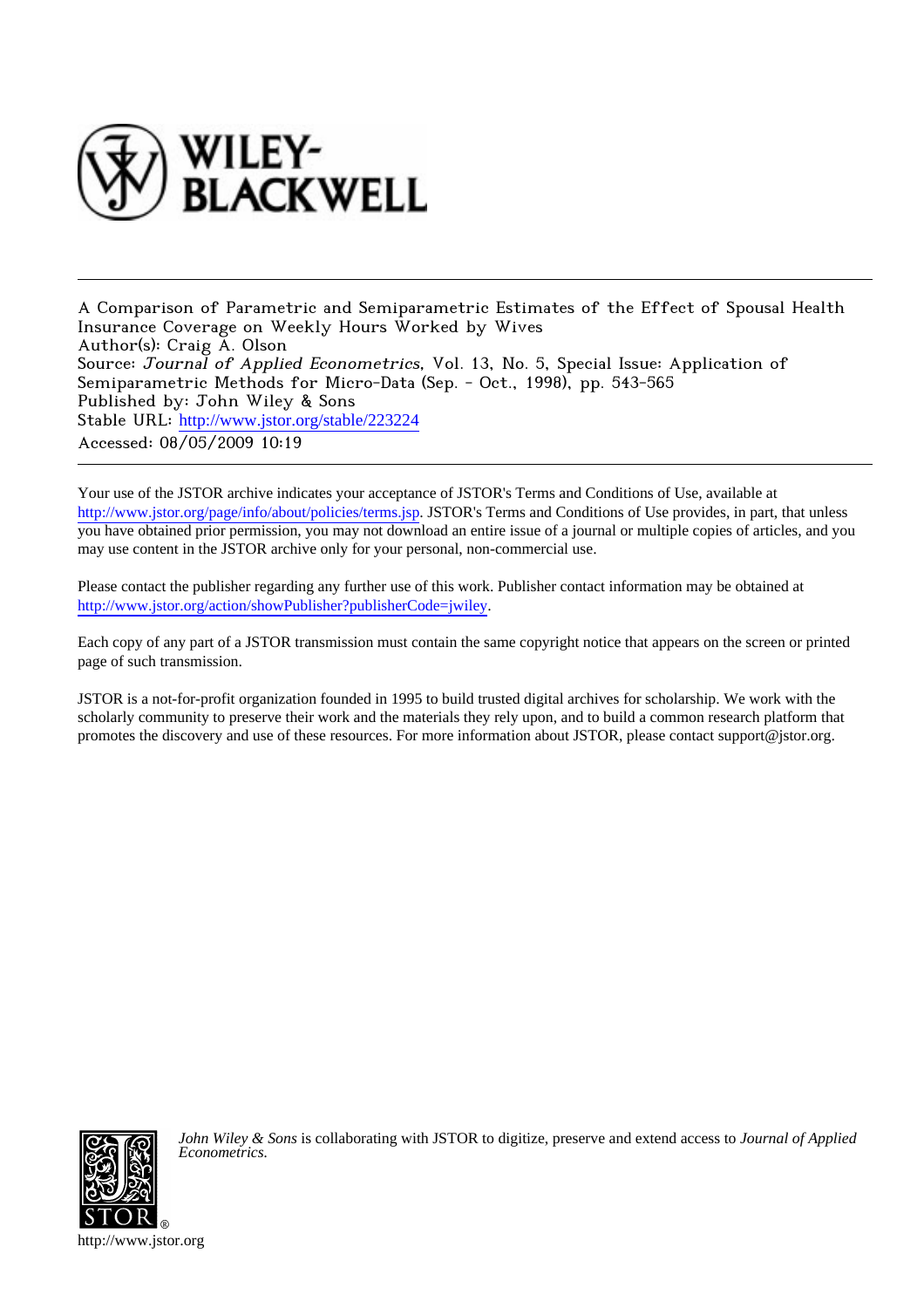A Comparison of Parametric and Semiparametric Estimates of the Effect of Spousal Health Insurance Coverage on Weekly Hours Worked by Wives
Author(s): Craig A. Olson
Source: *Journal of Applied Econometrics*, Vol. 13, No. 5, Special Issue: Application of Semiparametric Methods for Micro-Data (Sep. - Oct., 1998), pp. 543-565
Published by: John Wiley & Sons
Stable URL: http://www.jstor.org/stable/223224
Accessed: 08/05/2009 10:19

---

Your use of the JSTOR archive indicates your acceptance of JSTOR's Terms and Conditions of Use, available at http://www.jstor.org/page/info/about/policies/terms.jsp. JSTOR's Terms and Conditions of Use provides, in part, that unless you have obtained prior permission, you may not download an entire issue of a journal or multiple copies of articles, and you may use content in the JSTOR archive only for your personal, non-commercial use.

Please contact the publisher regarding any further use of this work. Publisher contact information may be obtained at http://www.jstor.org/action/showPublisher?publisherCode=jwiley.

Each copy of any part of a JSTOR transmission must contain the same copyright notice that appears on the screen or printed page of such transmission.

JSTOR is a not-for-profit organization founded in 1995 to build trusted digital archives for scholarship. We work with the scholarly community to preserve their work and the materials they rely upon, and to build a common research platform that promotes the discovery and use of these resources. For more information about JSTOR, please contact support@jstor.org.

*John Wiley & Sons* is collaborating with JSTOR to digitize, preserve and extend access to *Journal of Applied Econometrics.*

http://www.jstor.org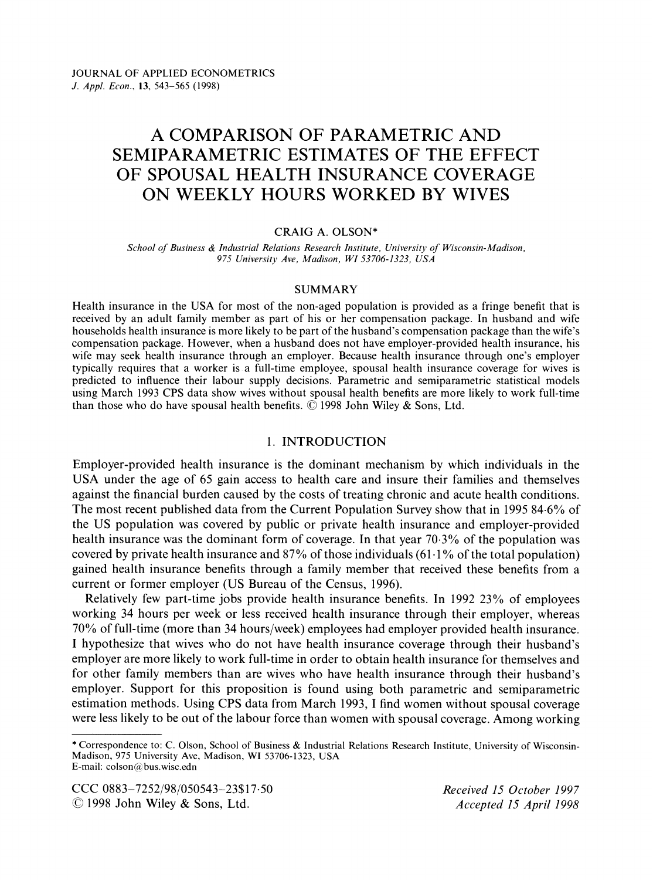JOURNAL OF APPLIED ECONOMETRICS
*J. Appl. Econ.*, **13**, 543–565 (1998)

# A COMPARISON OF PARAMETRIC AND SEMIPARAMETRIC ESTIMATES OF THE EFFECT OF SPOUSAL HEALTH INSURANCE COVERAGE ON WEEKLY HOURS WORKED BY WIVES

CRAIG A. OLSON*

*School of Business & Industrial Relations Research Institute, University of Wisconsin-Madison, 975 University Ave, Madison, WI 53706-1323, USA*

## SUMMARY

Health insurance in the USA for most of the non-aged population is provided as a fringe benefit that is received by an adult family member as part of his or her compensation package. In husband and wife households health insurance is more likely to be part of the husband's compensation package than the wife's compensation package. However, when a husband does not have employer-provided health insurance, his wife may seek health insurance through an employer. Because health insurance through one's employer typically requires that a worker is a full-time employee, spousal health insurance coverage for wives is predicted to influence their labour supply decisions. Parametric and semiparametric statistical models using March 1993 CPS data show wives without spousal health benefits are more likely to work full-time than those who do have spousal health benefits. © 1998 John Wiley & Sons, Ltd.

## 1. INTRODUCTION

Employer-provided health insurance is the dominant mechanism by which individuals in the USA under the age of 65 gain access to health care and insure their families and themselves against the financial burden caused by the costs of treating chronic and acute health conditions. The most recent published data from the Current Population Survey show that in 1995 84·6% of the US population was covered by public or private health insurance and employer-provided health insurance was the dominant form of coverage. In that year 70·3% of the population was covered by private health insurance and 87% of those individuals (61·1% of the total population) gained health insurance benefits through a family member that received these benefits from a current or former employer (US Bureau of the Census, 1996).

Relatively few part-time jobs provide health insurance benefits. In 1992 23% of employees working 34 hours per week or less received health insurance through their employer, whereas 70% of full-time (more than 34 hours/week) employees had employer provided health insurance. I hypothesize that wives who do not have health insurance coverage through their husband's employer are more likely to work full-time in order to obtain health insurance for themselves and for other family members than are wives who have health insurance through their husband's employer. Support for this proposition is found using both parametric and semiparametric estimation methods. Using CPS data from March 1993, I find women without spousal coverage were less likely to be out of the labour force than women with spousal coverage. Among working

---

* Correspondence to: C. Olson, School of Business & Industrial Relations Research Institute, University of Wisconsin-Madison, 975 University Ave, Madison, WI 53706-1323, USA
E-mail: colson@bus.wisc.edn

CCC 0883–7252/98/050543–23$17·50
© 1998 John Wiley & Sons, Ltd.

*Received 15 October 1997*
*Accepted 15 April 1998*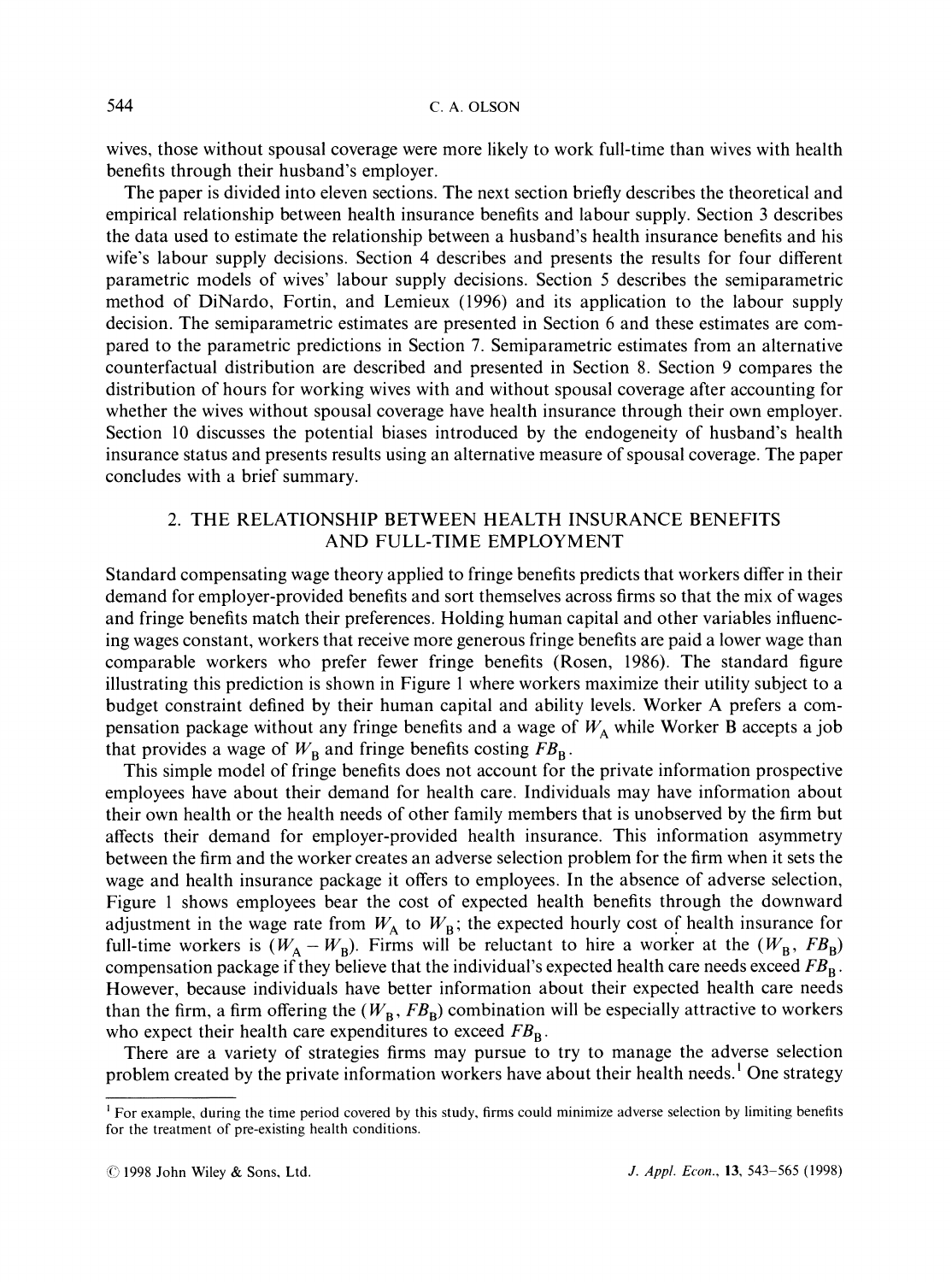wives, those without spousal coverage were more likely to work full-time than wives with health benefits through their husband's employer.

The paper is divided into eleven sections. The next section briefly describes the theoretical and empirical relationship between health insurance benefits and labour supply. Section 3 describes the data used to estimate the relationship between a husband's health insurance benefits and his wife's labour supply decisions. Section 4 describes and presents the results for four different parametric models of wives' labour supply decisions. Section 5 describes the semiparametric method of DiNardo, Fortin, and Lemieux (1996) and its application to the labour supply decision. The semiparametric estimates are presented in Section 6 and these estimates are compared to the parametric predictions in Section 7. Semiparametric estimates from an alternative counterfactual distribution are described and presented in Section 8. Section 9 compares the distribution of hours for working wives with and without spousal coverage after accounting for whether the wives without spousal coverage have health insurance through their own employer. Section 10 discusses the potential biases introduced by the endogeneity of husband's health insurance status and presents results using an alternative measure of spousal coverage. The paper concludes with a brief summary.

## 2. THE RELATIONSHIP BETWEEN HEALTH INSURANCE BENEFITS AND FULL-TIME EMPLOYMENT

Standard compensating wage theory applied to fringe benefits predicts that workers differ in their demand for employer-provided benefits and sort themselves across firms so that the mix of wages and fringe benefits match their preferences. Holding human capital and other variables influencing wages constant, workers that receive more generous fringe benefits are paid a lower wage than comparable workers who prefer fewer fringe benefits (Rosen, 1986). The standard figure illustrating this prediction is shown in Figure 1 where workers maximize their utility subject to a budget constraint defined by their human capital and ability levels. Worker A prefers a compensation package without any fringe benefits and a wage of $W_A$ while Worker B accepts a job that provides a wage of $W_B$ and fringe benefits costing $FB_B$.

This simple model of fringe benefits does not account for the private information prospective employees have about their demand for health care. Individuals may have information about their own health or the health needs of other family members that is unobserved by the firm but affects their demand for employer-provided health insurance. This information asymmetry between the firm and the worker creates an adverse selection problem for the firm when it sets the wage and health insurance package it offers to employees. In the absence of adverse selection, Figure 1 shows employees bear the cost of expected health benefits through the downward adjustment in the wage rate from $W_A$ to $W_B$; the expected hourly cost of health insurance for full-time workers is $(W_A - W_B)$. Firms will be reluctant to hire a worker at the $(W_B, FB_B)$ compensation package if they believe that the individual's expected health care needs exceed $FB_B$. However, because individuals have better information about their expected health care needs than the firm, a firm offering the $(W_B, FB_B)$ combination will be especially attractive to workers who expect their health care expenditures to exceed $FB_B$.

There are a variety of strategies firms may pursue to try to manage the adverse selection problem created by the private information workers have about their health needs.[1] One strategy

[1] For example, during the time period covered by this study, firms could minimize adverse selection by limiting benefits for the treatment of pre-existing health conditions.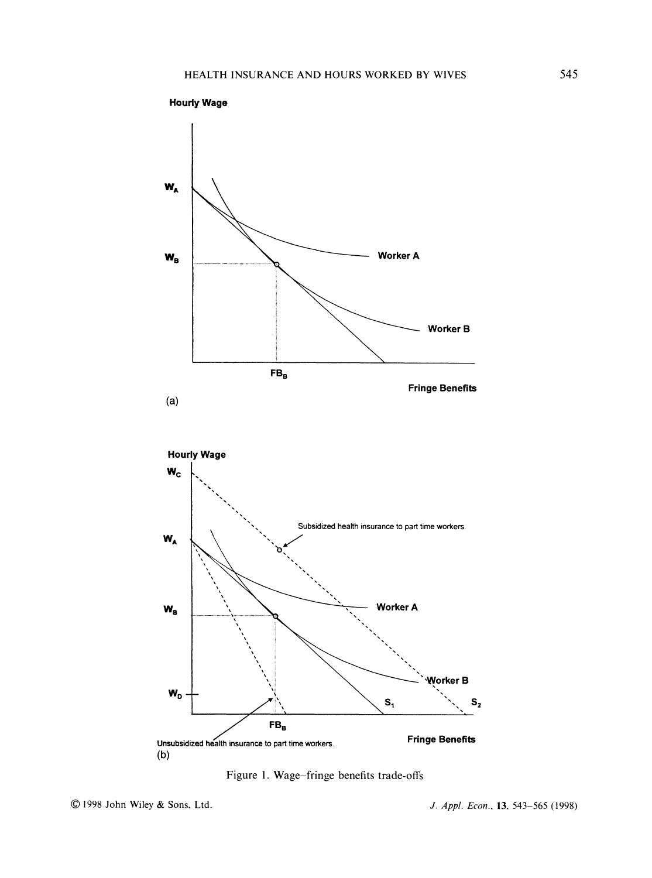Figure 1. Wage–fringe benefits trade-offs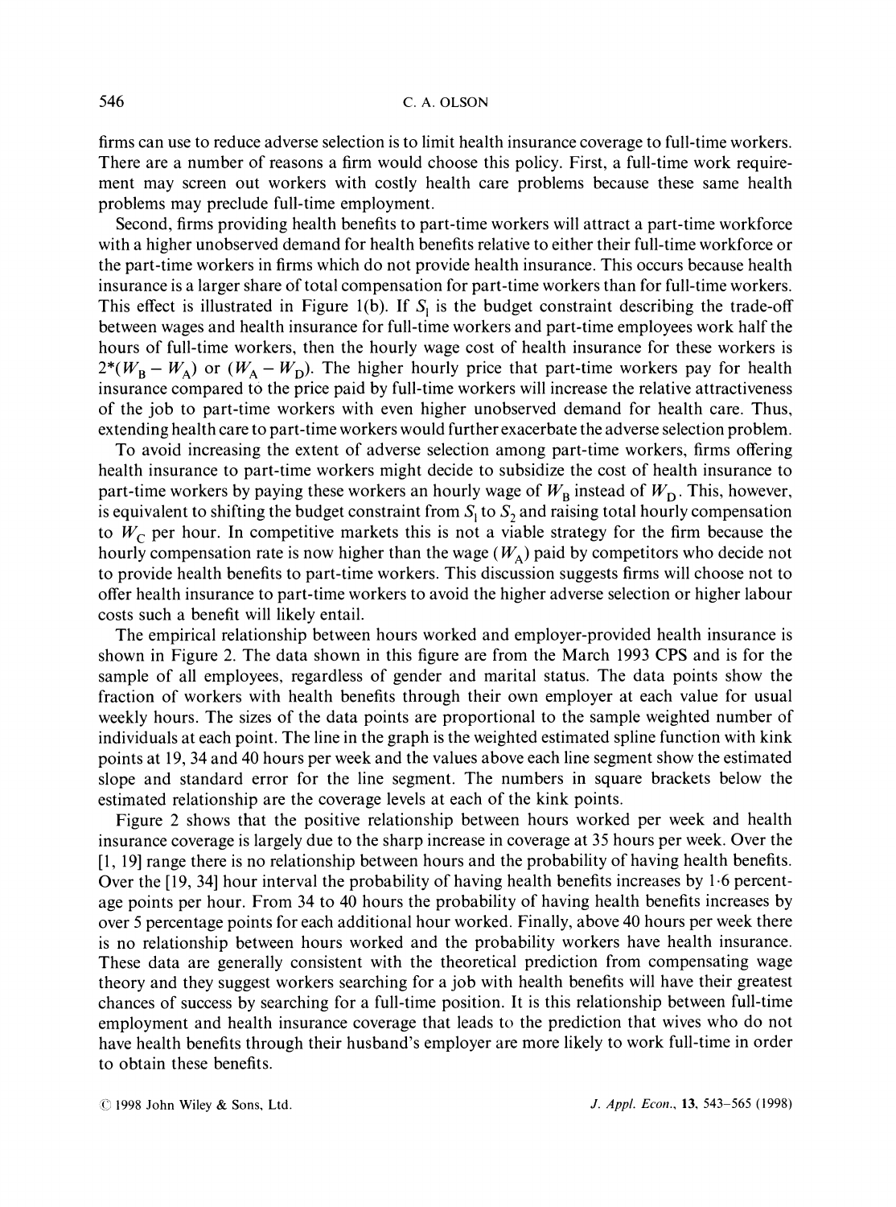firms can use to reduce adverse selection is to limit health insurance coverage to full-time workers. There are a number of reasons a firm would choose this policy. First, a full-time work requirement may screen out workers with costly health care problems because these same health problems may preclude full-time employment.

Second, firms providing health benefits to part-time workers will attract a part-time workforce with a higher unobserved demand for health benefits relative to either their full-time workforce or the part-time workers in firms which do not provide health insurance. This occurs because health insurance is a larger share of total compensation for part-time workers than for full-time workers. This effect is illustrated in Figure 1(b). If $S_1$ is the budget constraint describing the trade-off between wages and health insurance for full-time workers and part-time employees work half the hours of full-time workers, then the hourly wage cost of health insurance for these workers is $2*(W_B - W_A)$ or $(W_A - W_D)$. The higher hourly price that part-time workers pay for health insurance compared to the price paid by full-time workers will increase the relative attractiveness of the job to part-time workers with even higher unobserved demand for health care. Thus, extending health care to part-time workers would further exacerbate the adverse selection problem.

To avoid increasing the extent of adverse selection among part-time workers, firms offering health insurance to part-time workers might decide to subsidize the cost of health insurance to part-time workers by paying these workers an hourly wage of $W_B$ instead of $W_D$. This, however, is equivalent to shifting the budget constraint from $S_1$ to $S_2$ and raising total hourly compensation to $W_C$ per hour. In competitive markets this is not a viable strategy for the firm because the hourly compensation rate is now higher than the wage ($W_A$) paid by competitors who decide not to provide health benefits to part-time workers. This discussion suggests firms will choose not to offer health insurance to part-time workers to avoid the higher adverse selection or higher labour costs such a benefit will likely entail.

The empirical relationship between hours worked and employer-provided health insurance is shown in Figure 2. The data shown in this figure are from the March 1993 CPS and is for the sample of all employees, regardless of gender and marital status. The data points show the fraction of workers with health benefits through their own employer at each value for usual weekly hours. The sizes of the data points are proportional to the sample weighted number of individuals at each point. The line in the graph is the weighted estimated spline function with kink points at 19, 34 and 40 hours per week and the values above each line segment show the estimated slope and standard error for the line segment. The numbers in square brackets below the estimated relationship are the coverage levels at each of the kink points.

Figure 2 shows that the positive relationship between hours worked per week and health insurance coverage is largely due to the sharp increase in coverage at 35 hours per week. Over the [1, 19] range there is no relationship between hours and the probability of having health benefits. Over the [19, 34] hour interval the probability of having health benefits increases by 1·6 percentage points per hour. From 34 to 40 hours the probability of having health benefits increases by over 5 percentage points for each additional hour worked. Finally, above 40 hours per week there is no relationship between hours worked and the probability workers have health insurance. These data are generally consistent with the theoretical prediction from compensating wage theory and they suggest workers searching for a job with health benefits will have their greatest chances of success by searching for a full-time position. It is this relationship between full-time employment and health insurance coverage that leads to the prediction that wives who do not have health benefits through their husband's employer are more likely to work full-time in order to obtain these benefits.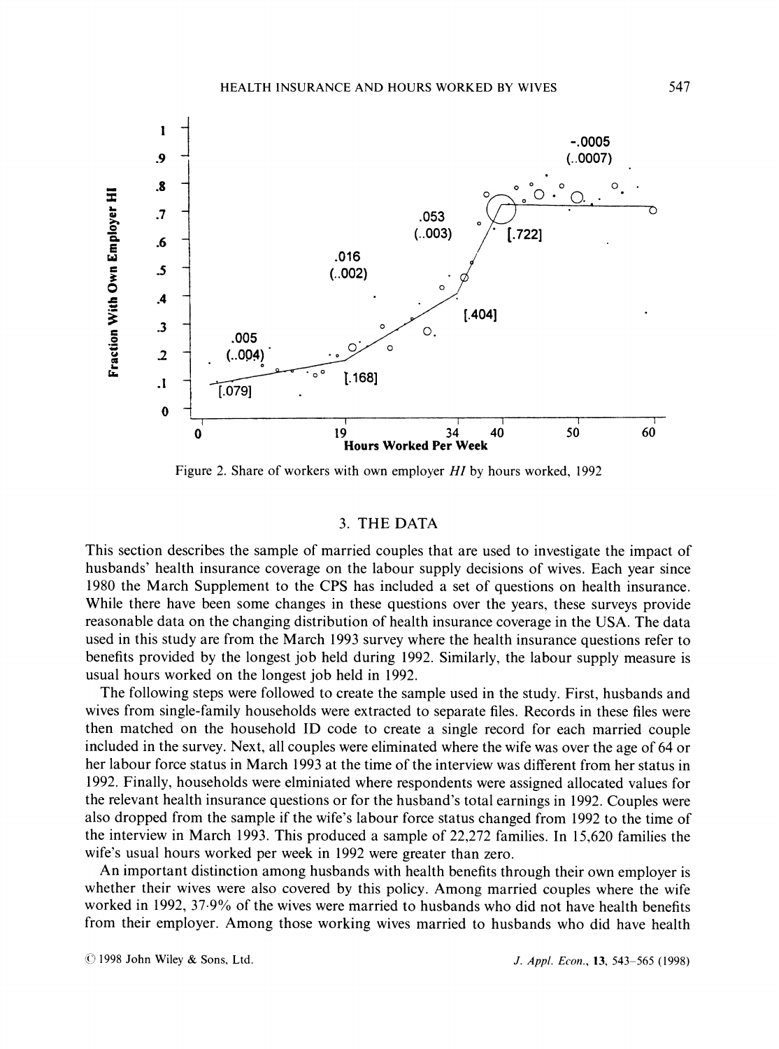Figure 2. Share of workers with own employer *HI* by hours worked, 1992

## 3. THE DATA

This section describes the sample of married couples that are used to investigate the impact of husbands' health insurance coverage on the labour supply decisions of wives. Each year since 1980 the March Supplement to the CPS has included a set of questions on health insurance. While there have been some changes in these questions over the years, these surveys provide reasonable data on the changing distribution of health insurance coverage in the USA. The data used in this study are from the March 1993 survey where the health insurance questions refer to benefits provided by the longest job held during 1992. Similarly, the labour supply measure is usual hours worked on the longest job held in 1992.

The following steps were followed to create the sample used in the study. First, husbands and wives from single-family households were extracted to separate files. Records in these files were then matched on the household ID code to create a single record for each married couple included in the survey. Next, all couples were eliminated where the wife was over the age of 64 or her labour force status in March 1993 at the time of the interview was different from her status in 1992. Finally, households were elminiated where respondents were assigned allocated values for the relevant health insurance questions or for the husband's total earnings in 1992. Couples were also dropped from the sample if the wife's labour force status changed from 1992 to the time of the interview in March 1993. This produced a sample of 22,272 families. In 15,620 families the wife's usual hours worked per week in 1992 were greater than zero.

An important distinction among husbands with health benefits through their own employer is whether their wives were also covered by this policy. Among married couples where the wife worked in 1992, 37·9% of the wives were married to husbands who did not have health benefits from their employer. Among those working wives married to husbands who did have health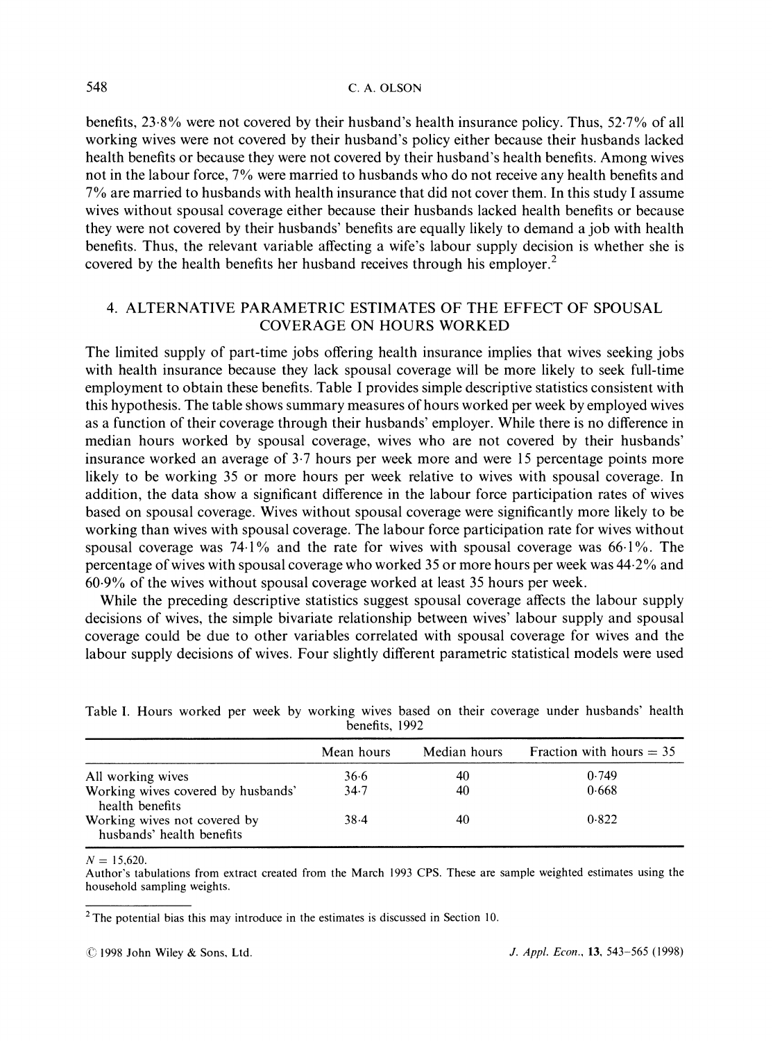benefits, 23·8% were not covered by their husband's health insurance policy. Thus, 52·7% of all working wives were not covered by their husband's policy either because their husbands lacked health benefits or because they were not covered by their husband's health benefits. Among wives not in the labour force, 7% were married to husbands who do not receive any health benefits and 7% are married to husbands with health insurance that did not cover them. In this study I assume wives without spousal coverage either because their husbands lacked health benefits or because they were not covered by their husbands' benefits are equally likely to demand a job with health benefits. Thus, the relevant variable affecting a wife's labour supply decision is whether she is covered by the health benefits her husband receives through his employer.[2]

## 4. ALTERNATIVE PARAMETRIC ESTIMATES OF THE EFFECT OF SPOUSAL COVERAGE ON HOURS WORKED

The limited supply of part-time jobs offering health insurance implies that wives seeking jobs with health insurance because they lack spousal coverage will be more likely to seek full-time employment to obtain these benefits. Table I provides simple descriptive statistics consistent with this hypothesis. The table shows summary measures of hours worked per week by employed wives as a function of their coverage through their husbands' employer. While there is no difference in median hours worked by spousal coverage, wives who are not covered by their husbands' insurance worked an average of 3·7 hours per week more and were 15 percentage points more likely to be working 35 or more hours per week relative to wives with spousal coverage. In addition, the data show a significant difference in the labour force participation rates of wives based on spousal coverage. Wives without spousal coverage were significantly more likely to be working than wives with spousal coverage. The labour force participation rate for wives without spousal coverage was 74·1% and the rate for wives with spousal coverage was 66·1%. The percentage of wives with spousal coverage who worked 35 or more hours per week was 44·2% and 60·9% of the wives without spousal coverage worked at least 35 hours per week.

While the preceding descriptive statistics suggest spousal coverage affects the labour supply decisions of wives, the simple bivariate relationship between wives' labour supply and spousal coverage could be due to other variables correlated with spousal coverage for wives and the labour supply decisions of wives. Four slightly different parametric statistical models were used

Table I. Hours worked per week by working wives based on their coverage under husbands' health benefits, 1992

| | Mean hours | Median hours | Fraction with hours = 35 |
|---|---|---|---|
| All working wives | 36·6 | 40 | 0·749 |
| Working wives covered by husbands' health benefits | 34·7 | 40 | 0·668 |
| Working wives not covered by husbands' health benefits | 38·4 | 40 | 0·822 |

$N = 15{,}620$.

Author's tabulations from extract created from the March 1993 CPS. These are sample weighted estimates using the household sampling weights.

[2] The potential bias this may introduce in the estimates is discussed in Section 10.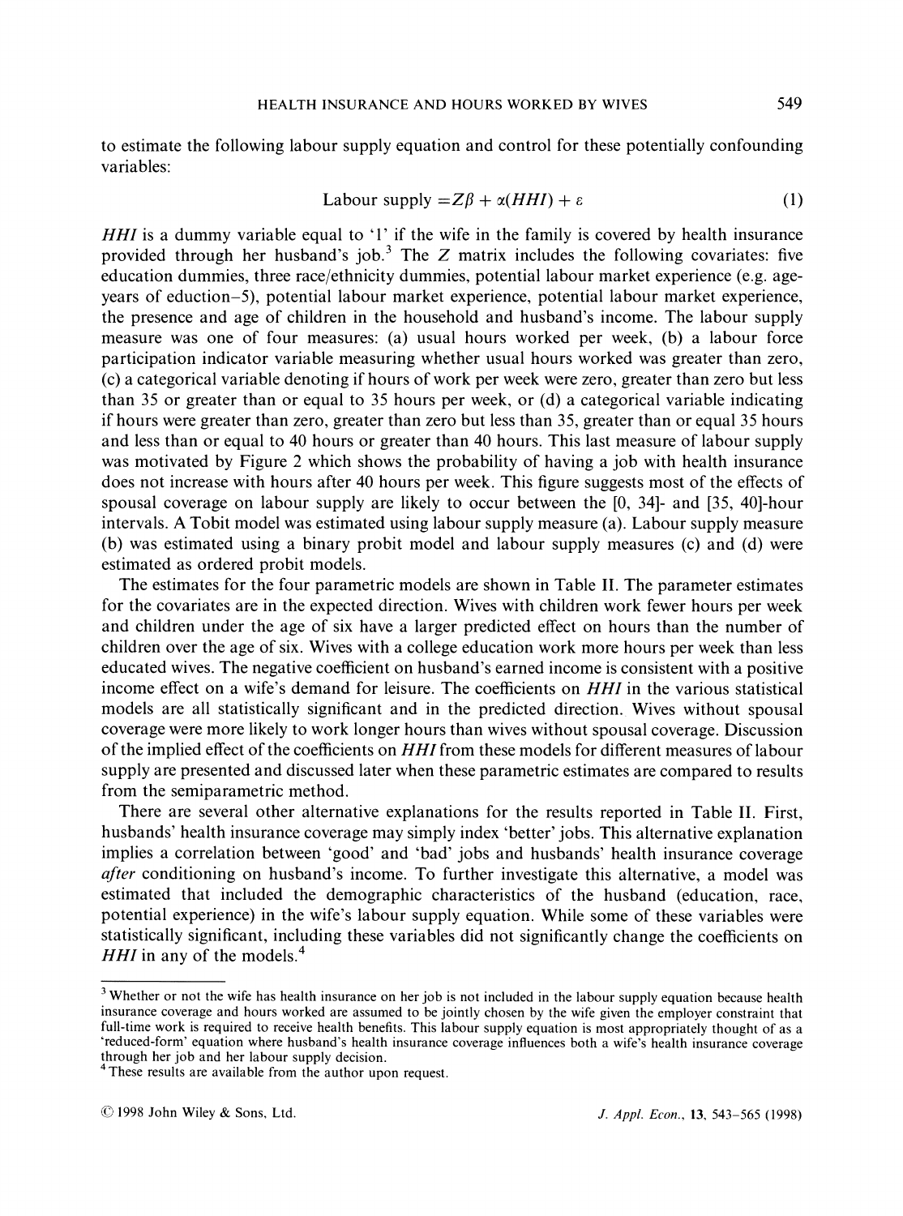to estimate the following labour supply equation and control for these potentially confounding variables:

$$\text{Labour supply} = Z\beta + \alpha(HHI) + \varepsilon \tag{1}$$

*HHI* is a dummy variable equal to '1' if the wife in the family is covered by health insurance provided through her husband's job.[3] The *Z* matrix includes the following covariates: five education dummies, three race/ethnicity dummies, potential labour market experience (e.g. age-years of eduction–5), potential labour market experience, potential labour market experience, the presence and age of children in the household and husband's income. The labour supply measure was one of four measures: (a) usual hours worked per week, (b) a labour force participation indicator variable measuring whether usual hours worked was greater than zero, (c) a categorical variable denoting if hours of work per week were zero, greater than zero but less than 35 or greater than or equal to 35 hours per week, or (d) a categorical variable indicating if hours were greater than zero, greater than zero but less than 35, greater than or equal 35 hours and less than or equal to 40 hours or greater than 40 hours. This last measure of labour supply was motivated by Figure 2 which shows the probability of having a job with health insurance does not increase with hours after 40 hours per week. This figure suggests most of the effects of spousal coverage on labour supply are likely to occur between the [0, 34]- and [35, 40]-hour intervals. A Tobit model was estimated using labour supply measure (a). Labour supply measure (b) was estimated using a binary probit model and labour supply measures (c) and (d) were estimated as ordered probit models.

The estimates for the four parametric models are shown in Table II. The parameter estimates for the covariates are in the expected direction. Wives with children work fewer hours per week and children under the age of six have a larger predicted effect on hours than the number of children over the age of six. Wives with a college education work more hours per week than less educated wives. The negative coefficient on husband's earned income is consistent with a positive income effect on a wife's demand for leisure. The coefficients on *HHI* in the various statistical models are all statistically significant and in the predicted direction. Wives without spousal coverage were more likely to work longer hours than wives without spousal coverage. Discussion of the implied effect of the coefficients on *HHI* from these models for different measures of labour supply are presented and discussed later when these parametric estimates are compared to results from the semiparametric method.

There are several other alternative explanations for the results reported in Table II. First, husbands' health insurance coverage may simply index 'better' jobs. This alternative explanation implies a correlation between 'good' and 'bad' jobs and husbands' health insurance coverage *after* conditioning on husband's income. To further investigate this alternative, a model was estimated that included the demographic characteristics of the husband (education, race, potential experience) in the wife's labour supply equation. While some of these variables were statistically significant, including these variables did not significantly change the coefficients on *HHI* in any of the models.[4]

---

[3] Whether or not the wife has health insurance on her job is not included in the labour supply equation because health insurance coverage and hours worked are assumed to be jointly chosen by the wife given the employer constraint that full-time work is required to receive health benefits. This labour supply equation is most appropriately thought of as a 'reduced-form' equation where husband's health insurance coverage influences both a wife's health insurance coverage through her job and her labour supply decision.

[4] These results are available from the author upon request.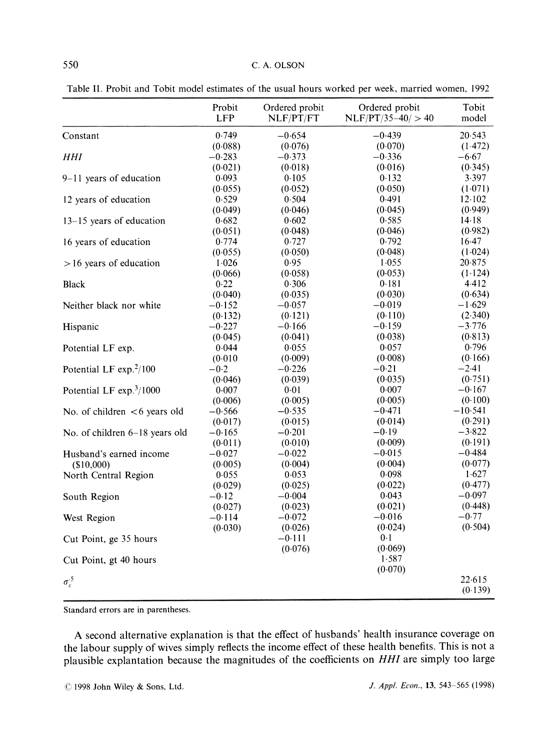Table II. Probit and Tobit model estimates of the usual hours worked per week, married women, 1992

| | Probit LFP | Ordered probit NLF/PT/FT | Ordered probit NLF/PT/35–40/ > 40 | Tobit model |
|---|---|---|---|---|
| Constant | 0·749 | −0·654 | −0·439 | 20·543 |
| | (0·088) | (0·076) | (0·070) | (1·472) |
| *HHI* | −0·283 | −0·373 | −0·336 | −6·67 |
| | (0·021) | (0·018) | (0·016) | (0·345) |
| 9–11 years of education | 0·093 | 0·105 | 0·132 | 3·397 |
| | (0·055) | (0·052) | (0·050) | (1·071) |
| 12 years of education | 0·529 | 0·504 | 0·491 | 12·102 |
| | (0·049) | (0·046) | (0·045) | (0·949) |
| 13–15 years of education | 0·682 | 0·602 | 0·585 | 14·18 |
| | (0·051) | (0·048) | (0·046) | (0·982) |
| 16 years of education | 0·774 | 0·727 | 0·792 | 16·47 |
| | (0·055) | (0·050) | (0·048) | (1·024) |
| > 16 years of education | 1·026 | 0·95 | 1·055 | 20·875 |
| | (0·066) | (0·058) | (0·053) | (1·124) |
| Black | 0·22 | 0·306 | 0·181 | 4·412 |
| | (0·040) | (0·035) | (0·030) | (0·634) |
| Neither black nor white | −0·152 | −0·057 | −0·019 | −1·629 |
| | (0·132) | (0·121) | (0·110) | (2·340) |
| Hispanic | −0·227 | −0·166 | −0·159 | −3·776 |
| | (0·045) | (0·041) | (0·038) | (0·813) |
| Potential LF exp. | 0·044 | 0·055 | 0·057 | 0·796 |
| | (0·010 | (0·009) | (0·008) | (0·166) |
| Potential LF exp.$^2$/100 | −0·2 | −0·226 | −0·21 | −2·41 |
| | (0·046) | (0·039) | (0·035) | (0·751) |
| Potential LF exp.$^3$/1000 | 0·007 | 0·01 | 0·007 | −0·167 |
| | (0·006) | (0·005) | (0·005) | (0·100) |
| No. of children < 6 years old | −0·566 | −0·535 | −0·471 | −10·541 |
| | (0·017) | (0·015) | (0·014) | (0·291) |
| No. of children 6–18 years old | −0·165 | −0·201 | −0·19 | −3·822 |
| | (0·011) | (0·010) | (0·009) | (0·191) |
| Husband's earned income ($10,000) | −0·027 | −0·022 | −0·015 | −0·484 |
| | (0·005) | (0·004) | (0·004) | (0·077) |
| North Central Region | 0·055 | 0·053 | 0·098 | 1·627 |
| | (0·029) | (0·025) | (0·022) | (0·477) |
| South Region | −0·12 | −0·004 | 0·043 | −0·097 |
| | (0·027) | (0·023) | (0·021) | (0·448) |
| West Region | −0·114 | −0·072 | −0·016 | −0·77 |
| | (0·030) | (0·026) | (0·024) | (0·504) |
| Cut Point, ge 35 hours | | −0·111 | 0·1 | |
| | | (0·076) | (0·069) | |
| Cut Point, gt 40 hours | | | 1·587 | |
| | | | (0·070) | |
| $\sigma_{\varepsilon}^{.5}$ | | | | 22·615 |
| | | | | (0·139) |

Standard errors are in parentheses.

A second alternative explanation is that the effect of husbands' health insurance coverage on the labour supply of wives simply reflects the income effect of these health benefits. This is not a plausible explantation because the magnitudes of the coefficients on *HHI* are simply too large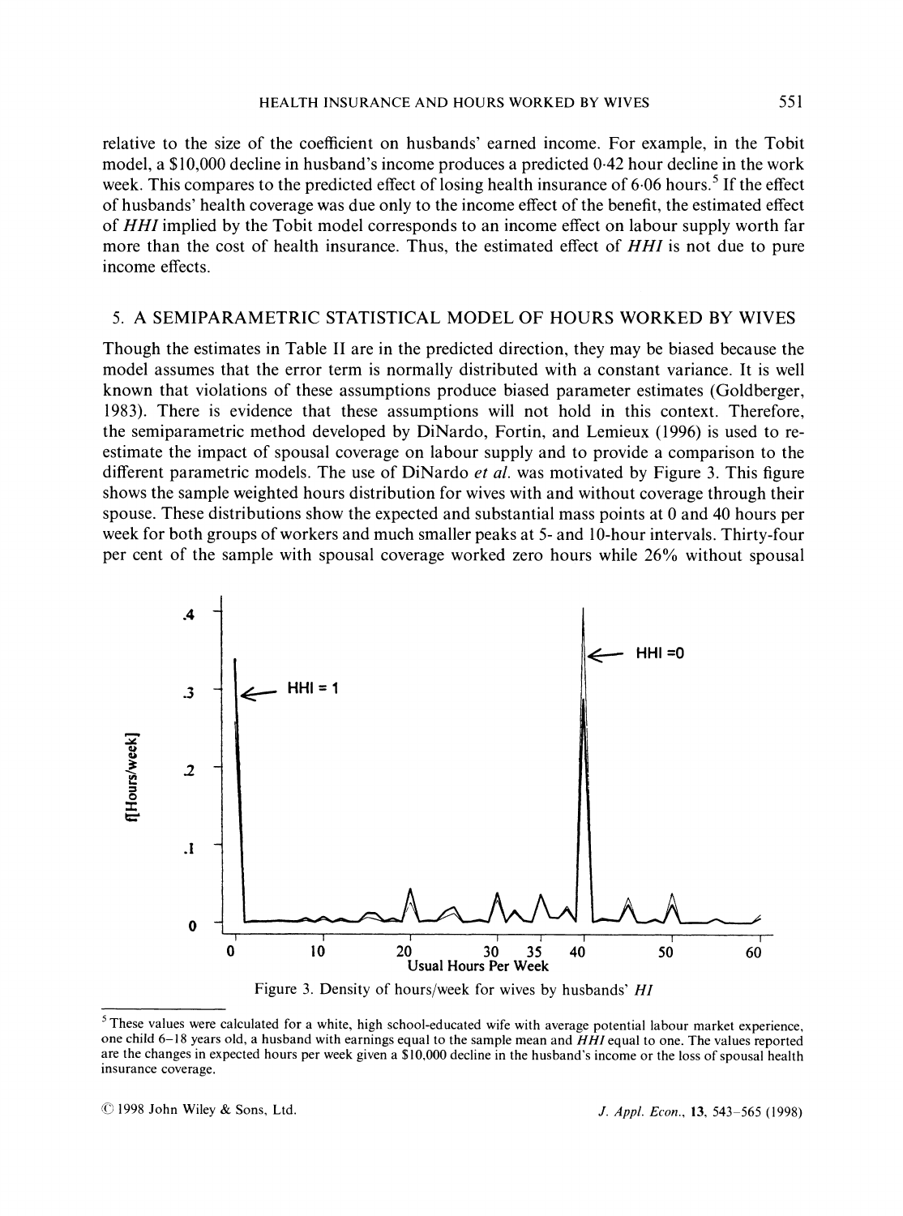relative to the size of the coefficient on husbands' earned income. For example, in the Tobit model, a \$10,000 decline in husband's income produces a predicted 0·42 hour decline in the work week. This compares to the predicted effect of losing health insurance of 6·06 hours.[5] If the effect of husbands' health coverage was due only to the income effect of the benefit, the estimated effect of *HHI* implied by the Tobit model corresponds to an income effect on labour supply worth far more than the cost of health insurance. Thus, the estimated effect of *HHI* is not due to pure income effects.

## 5. A SEMIPARAMETRIC STATISTICAL MODEL OF HOURS WORKED BY WIVES

Though the estimates in Table II are in the predicted direction, they may be biased because the model assumes that the error term is normally distributed with a constant variance. It is well known that violations of these assumptions produce biased parameter estimates (Goldberger, 1983). There is evidence that these assumptions will not hold in this context. Therefore, the semiparametric method developed by DiNardo, Fortin, and Lemieux (1996) is used to re-estimate the impact of spousal coverage on labour supply and to provide a comparison to the different parametric models. The use of DiNardo *et al.* was motivated by Figure 3. This figure shows the sample weighted hours distribution for wives with and without coverage through their spouse. These distributions show the expected and substantial mass points at 0 and 40 hours per week for both groups of workers and much smaller peaks at 5- and 10-hour intervals. Thirty-four per cent of the sample with spousal coverage worked zero hours while 26% without spousal

Figure 3. Density of hours/week for wives by husbands' *HI*

[5] These values were calculated for a white, high school-educated wife with average potential labour market experience, one child 6–18 years old, a husband with earnings equal to the sample mean and *HHI* equal to one. The values reported are the changes in expected hours per week given a \$10,000 decline in the husband's income or the loss of spousal health insurance coverage.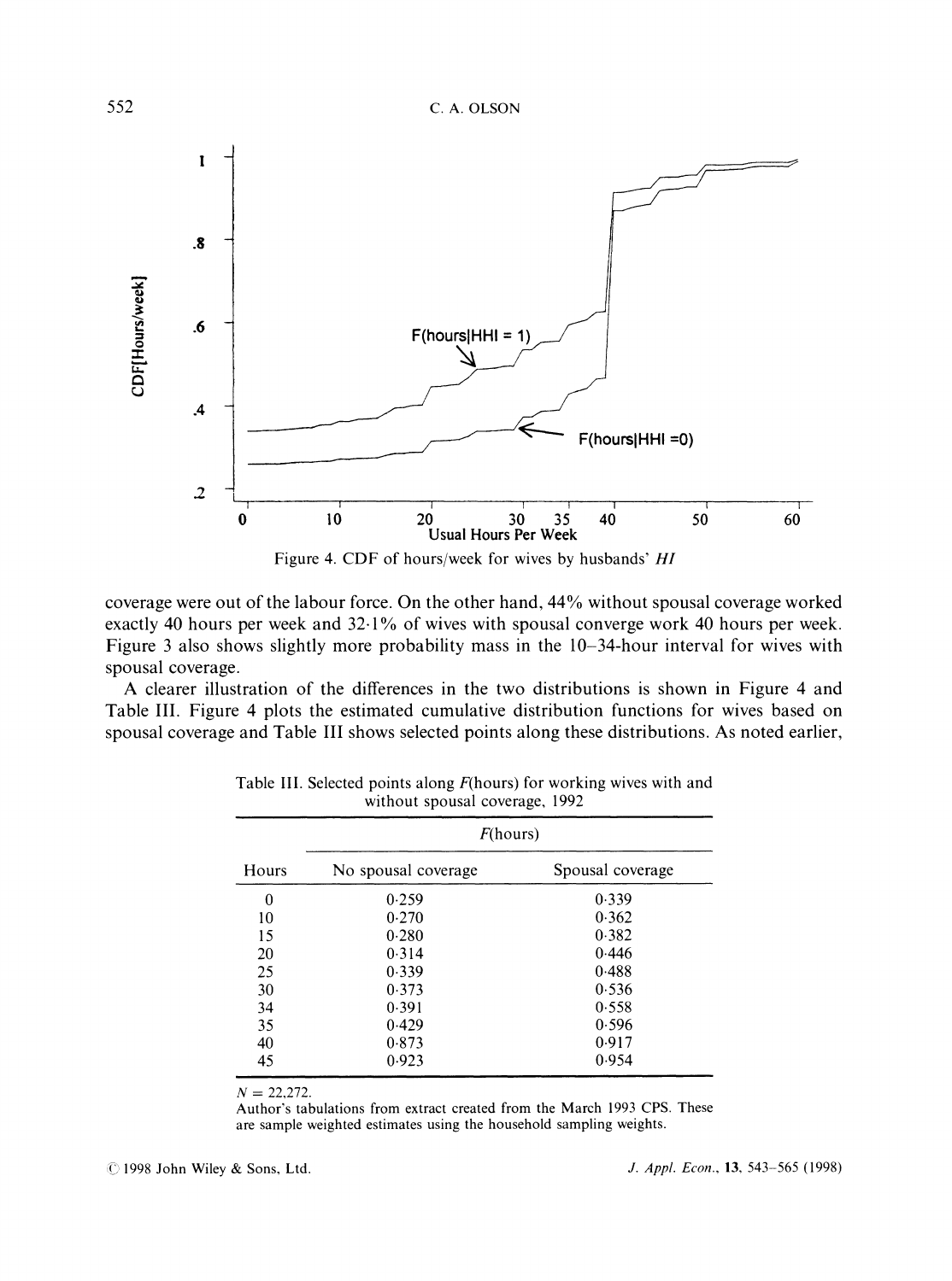Figure 4. CDF of hours/week for wives by husbands' *HI*

coverage were out of the labour force. On the other hand, 44% without spousal coverage worked exactly 40 hours per week and 32·1% of wives with spousal converge work 40 hours per week. Figure 3 also shows slightly more probability mass in the 10–34-hour interval for wives with spousal coverage.

A clearer illustration of the differences in the two distributions is shown in Figure 4 and Table III. Figure 4 plots the estimated cumulative distribution functions for wives based on spousal coverage and Table III shows selected points along these distributions. As noted earlier,

Table III. Selected points along *F*(hours) for working wives with and without spousal coverage, 1992

| Hours | *F*(hours) | |
|---|---|---|
| | No spousal coverage | Spousal coverage |
| 0 | 0·259 | 0·339 |
| 10 | 0·270 | 0·362 |
| 15 | 0·280 | 0·382 |
| 20 | 0·314 | 0·446 |
| 25 | 0·339 | 0·488 |
| 30 | 0·373 | 0·536 |
| 34 | 0·391 | 0·558 |
| 35 | 0·429 | 0·596 |
| 40 | 0·873 | 0·917 |
| 45 | 0·923 | 0·954 |

$N = 22{,}272$.

Author's tabulations from extract created from the March 1993 CPS. These are sample weighted estimates using the household sampling weights.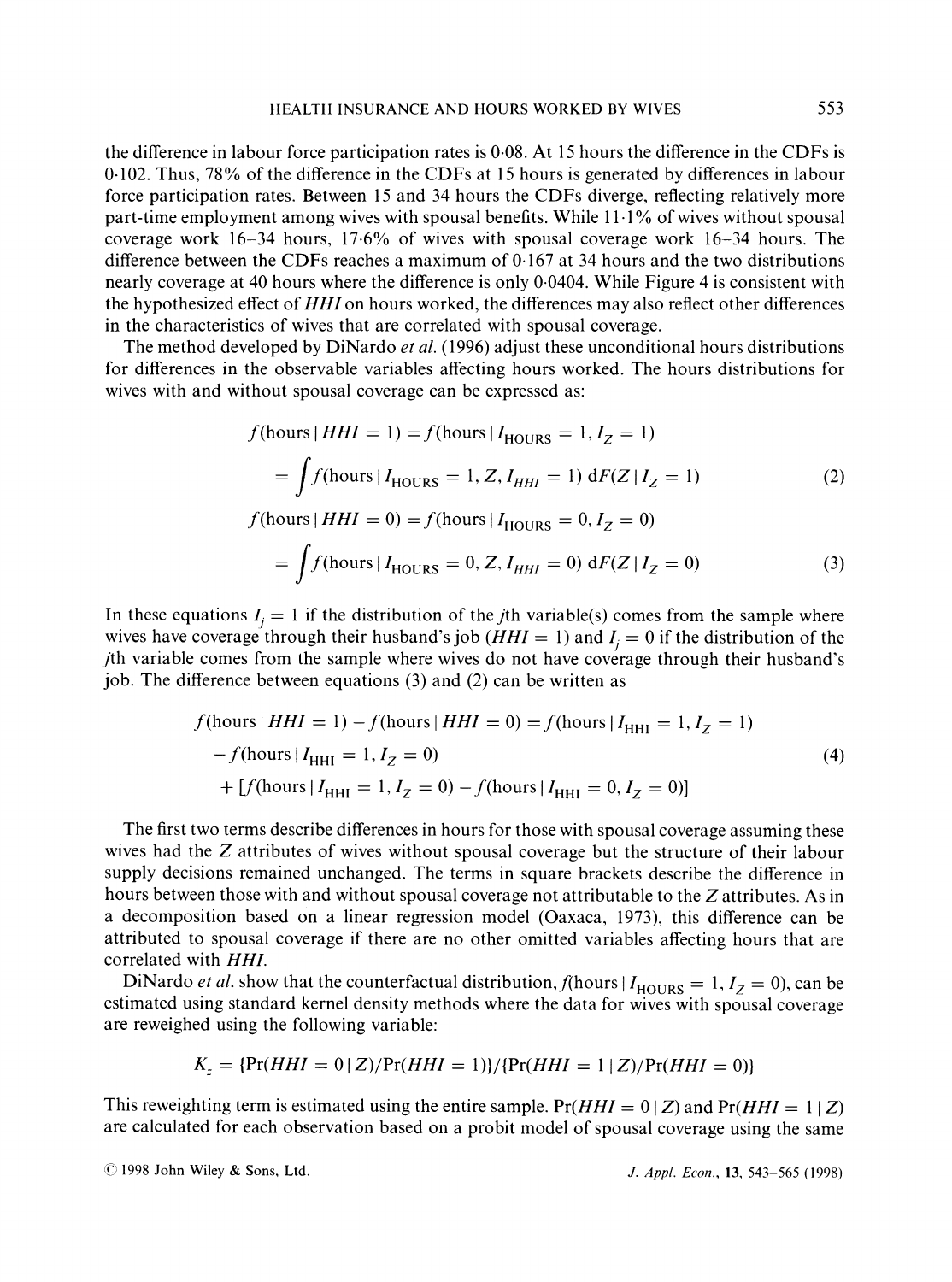the difference in labour force participation rates is 0·08. At 15 hours the difference in the CDFs is 0·102. Thus, 78% of the difference in the CDFs at 15 hours is generated by differences in labour force participation rates. Between 15 and 34 hours the CDFs diverge, reflecting relatively more part-time employment among wives with spousal benefits. While 11·1% of wives without spousal coverage work 16–34 hours, 17·6% of wives with spousal coverage work 16–34 hours. The difference between the CDFs reaches a maximum of 0·167 at 34 hours and the two distributions nearly coverage at 40 hours where the difference is only 0·0404. While Figure 4 is consistent with the hypothesized effect of *HHI* on hours worked, the differences may also reflect other differences in the characteristics of wives that are correlated with spousal coverage.

The method developed by DiNardo *et al.* (1996) adjust these unconditional hours distributions for differences in the observable variables affecting hours worked. The hours distributions for wives with and without spousal coverage can be expressed as:

$$
\begin{aligned}
f(\text{hours} \mid HHI = 1) &= f(\text{hours} \mid I_{\text{HOURS}} = 1, I_Z = 1) \\
&= \int f(\text{hours} \mid I_{\text{HOURS}} = 1, Z, I_{HHI} = 1) \, \mathrm{d}F(Z \mid I_Z = 1) \qquad (2)
\end{aligned}
$$

$$
\begin{aligned}
f(\text{hours} \mid HHI = 0) &= f(\text{hours} \mid I_{\text{HOURS}} = 0, I_Z = 0) \\
&= \int f(\text{hours} \mid I_{\text{HOURS}} = 0, Z, I_{HHI} = 0) \, \mathrm{d}F(Z \mid I_Z = 0) \qquad (3)
\end{aligned}
$$

In these equations $I_j = 1$ if the distribution of the *j*th variable(s) comes from the sample where wives have coverage through their husband's job ($HHI = 1$) and $I_j = 0$ if the distribution of the *j*th variable comes from the sample where wives do not have coverage through their husband's job. The difference between equations (3) and (2) can be written as

$$
\begin{aligned}
f(\text{hours} \mid HHI = 1) - f(\text{hours} \mid HHI = 0) &= f(\text{hours} \mid I_{\text{HHI}} = 1, I_Z = 1) \\
&\quad - f(\text{hours} \mid I_{\text{HHI}} = 1, I_Z = 0) \qquad (4) \\
&\quad + [f(\text{hours} \mid I_{\text{HHI}} = 1, I_Z = 0) - f(\text{hours} \mid I_{\text{HHI}} = 0, I_Z = 0)]
\end{aligned}
$$

The first two terms describe differences in hours for those with spousal coverage assuming these wives had the *Z* attributes of wives without spousal coverage but the structure of their labour supply decisions remained unchanged. The terms in square brackets describe the difference in hours between those with and without spousal coverage not attributable to the *Z* attributes. As in a decomposition based on a linear regression model (Oaxaca, 1973), this difference can be attributed to spousal coverage if there are no other omitted variables affecting hours that are correlated with *HHI*.

DiNardo *et al.* show that the counterfactual distribution, $f(\text{hours} \mid I_{\text{HOURS}} = 1, I_Z = 0)$, can be estimated using standard kernel density methods where the data for wives with spousal coverage are reweighed using the following variable:

$$
K_z = \{\Pr(HHI = 0 \mid Z)/\Pr(HHI = 1)\}/\{\Pr(HHI = 1 \mid Z)/\Pr(HHI = 0)\}
$$

This reweighting term is estimated using the entire sample. $\Pr(HHI = 0 \mid Z)$ and $\Pr(HHI = 1 \mid Z)$ are calculated for each observation based on a probit model of spousal coverage using the same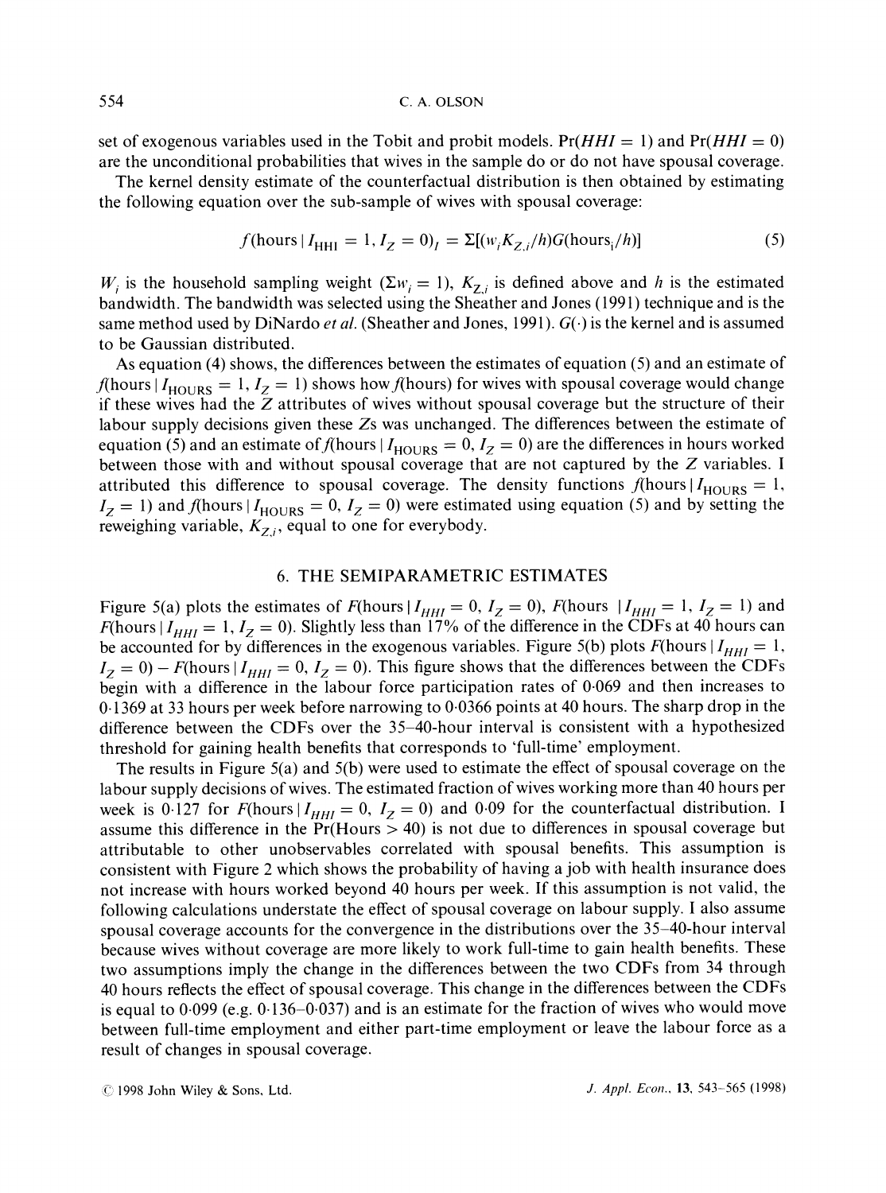set of exogenous variables used in the Tobit and probit models. $\Pr(HHI = 1)$ and $\Pr(HHI = 0)$ are the unconditional probabilities that wives in the sample do or do not have spousal coverage.

The kernel density estimate of the counterfactual distribution is then obtained by estimating the following equation over the sub-sample of wives with spousal coverage:

$$f(\text{hours} \mid I_{\text{HHI}} = 1, I_Z = 0)_I = \Sigma[(w_i K_{Z,i}/h)G(\text{hours}_i/h)] \tag{5}$$

$W_i$ is the household sampling weight ($\Sigma w_i = 1$), $K_{Z,i}$ is defined above and $h$ is the estimated bandwidth. The bandwidth was selected using the Sheather and Jones (1991) technique and is the same method used by DiNardo *et al.* (Sheather and Jones, 1991). $G(\cdot)$ is the kernel and is assumed to be Gaussian distributed.

As equation (4) shows, the differences between the estimates of equation (5) and an estimate of $f(\text{hours} \mid I_{\text{HOURS}} = 1, I_Z = 1)$ shows how $f(\text{hours})$ for wives with spousal coverage would change if these wives had the $Z$ attributes of wives without spousal coverage but the structure of their labour supply decisions given these $Z$s was unchanged. The differences between the estimate of equation (5) and an estimate of $f(\text{hours} \mid I_{\text{HOURS}} = 0, I_Z = 0)$ are the differences in hours worked between those with and without spousal coverage that are not captured by the $Z$ variables. I attributed this difference to spousal coverage. The density functions $f(\text{hours} \mid I_{\text{HOURS}} = 1, I_Z = 1)$ and $f(\text{hours} \mid I_{\text{HOURS}} = 0, I_Z = 0)$ were estimated using equation (5) and by setting the reweighing variable, $K_{Z,i}$, equal to one for everybody.

## 6. THE SEMIPARAMETRIC ESTIMATES

Figure 5(a) plots the estimates of $F(\text{hours} \mid I_{HHI} = 0, I_Z = 0)$, $F(\text{hours} \mid I_{HHI} = 1, I_Z = 1)$ and $F(\text{hours} \mid I_{HHI} = 1, I_Z = 0)$. Slightly less than 17% of the difference in the CDFs at 40 hours can be accounted for by differences in the exogenous variables. Figure 5(b) plots $F(\text{hours} \mid I_{HHI} = 1, I_Z = 0) - F(\text{hours} \mid I_{HHI} = 0, I_Z = 0)$. This figure shows that the differences between the CDFs begin with a difference in the labour force participation rates of 0·069 and then increases to 0·1369 at 33 hours per week before narrowing to 0·0366 points at 40 hours. The sharp drop in the difference between the CDFs over the 35–40-hour interval is consistent with a hypothesized threshold for gaining health benefits that corresponds to 'full-time' employment.

The results in Figure 5(a) and 5(b) were used to estimate the effect of spousal coverage on the labour supply decisions of wives. The estimated fraction of wives working more than 40 hours per week is 0·127 for $F(\text{hours} \mid I_{HHI} = 0, I_Z = 0)$ and 0·09 for the counterfactual distribution. I assume this difference in the $\Pr(\text{Hours} > 40)$ is not due to differences in spousal coverage but attributable to other unobservables correlated with spousal benefits. This assumption is consistent with Figure 2 which shows the probability of having a job with health insurance does not increase with hours worked beyond 40 hours per week. If this assumption is not valid, the following calculations understate the effect of spousal coverage on labour supply. I also assume spousal coverage accounts for the convergence in the distributions over the 35–40-hour interval because wives without coverage are more likely to work full-time to gain health benefits. These two assumptions imply the change in the differences between the two CDFs from 34 through 40 hours reflects the effect of spousal coverage. This change in the differences between the CDFs is equal to 0·099 (e.g. 0·136–0·037) and is an estimate for the fraction of wives who would move between full-time employment and either part-time employment or leave the labour force as a result of changes in spousal coverage.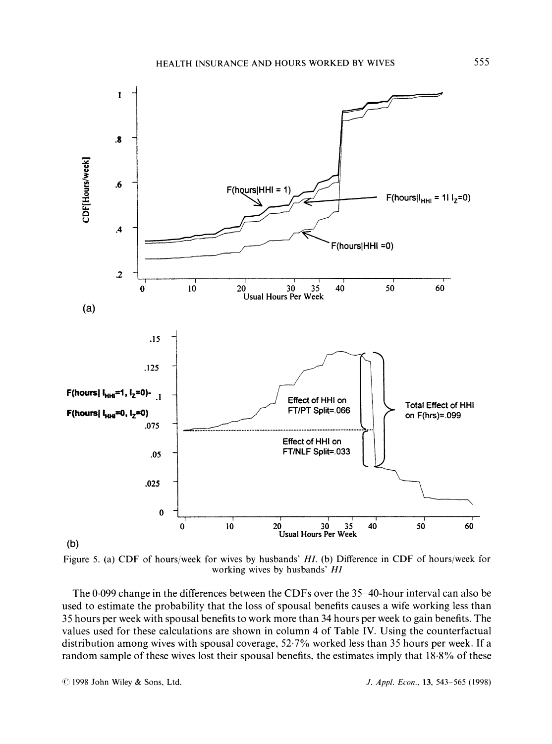Figure 5. (a) CDF of hours/week for wives by husbands' *HI*. (b) Difference in CDF of hours/week for working wives by husbands' *HI*

The 0·099 change in the differences between the CDFs over the 35–40-hour interval can also be used to estimate the probability that the loss of spousal benefits causes a wife working less than 35 hours per week with spousal benefits to work more than 34 hours per week to gain benefits. The values used for these calculations are shown in column 4 of Table IV. Using the counterfactual distribution among wives with spousal coverage, 52·7% worked less than 35 hours per week. If a random sample of these wives lost their spousal benefits, the estimates imply that 18·8% of these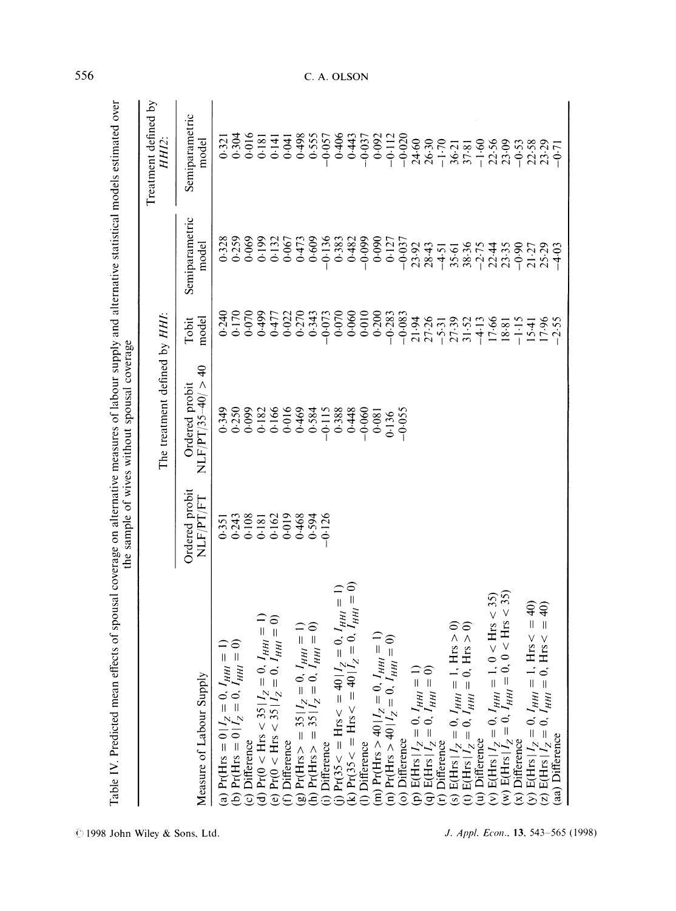Table IV. Predicted mean effects of spousal coverage on alternative measures of labour supply and alternative statistical models estimated over the sample of wives without spousal coverage

| Measure of Labour Supply | The treatment defined by *HHI*: | | | | Treatment defined by *HHI2*: |
|---|---|---|---|---|---|
| | Ordered probit NLF/PT/FT | Ordered probit NLF/PT/35–40/ > 40 | Tobit model | Semiparametric model | Semiparametric model |
| (a) $\Pr(\text{Hrs} = 0 \mid I_Z = 0, I_{HHI} = 1)$ | 0·351 | 0·349 | 0·240 | 0·328 | 0·321 |
| (b) $\Pr(\text{Hrs} = 0 \mid I_Z = 0, I_{HHI} = 0)$ | 0·243 | 0·250 | 0·170 | 0·259 | 0·304 |
| (c) Difference | 0·108 | 0·099 | 0·070 | 0·069 | 0·016 |
| (d) $\Pr(0 < \text{Hrs} < 35 \mid I_Z = 0, I_{HHI} = 1)$ | 0·181 | 0·182 | 0·499 | 0·199 | 0·181 |
| (e) $\Pr(0 < \text{Hrs} < 35 \mid I_Z = 0, I_{HHI} = 0)$ | 0·162 | 0·166 | 0·477 | 0·132 | 0·141 |
| (f) Difference | 0·019 | 0·016 | 0·022 | 0·067 | 0·041 |
| (g) $\Pr(\text{Hrs} >= 35 \mid I_Z = 0, I_{HHI} = 1)$ | 0·468 | 0·469 | 0·270 | 0·473 | 0·498 |
| (h) $\Pr(\text{Hrs} >= 35 \mid I_Z = 0, I_{HHI} = 0)$ | 0·594 | 0·584 | 0·343 | 0·609 | 0·555 |
| (i) Difference | −0·126 | −0·115 | −0·073 | −0·136 | −0·057 |
| (j) $\Pr(35 <= \text{Hrs} <= 40 \mid I_Z = 0, I_{HHI} = 1)$ | | 0·388 | 0·070 | 0·383 | 0·406 |
| (k) $\Pr(35 <= \text{Hrs} <= 40 \mid I_Z = 0, I_{HHI} = 0)$ | | 0·448 | 0·060 | 0·482 | 0·443 |
| (l) Difference | | −0·060 | 0·010 | −0·099 | −0·037 |
| (m) $\Pr(\text{Hrs} > 40 \mid I_Z = 0, I_{HHI} = 1)$ | | 0·081 | 0·200 | 0·090 | 0·092 |
| (n) $\Pr(\text{Hrs} > 40 \mid I_Z = 0, I_{HHI} = 0)$ | | 0·136 | −0·283 | 0·127 | −0·112 |
| (o) Difference | | −0·055 | −0·083 | −0·037 | −0·020 |
| (p) $E(\text{Hrs} \mid I_Z = 0, I_{HHI} = 1)$ | | | 21·94 | 23·92 | 24·60 |
| (q) $E(\text{Hrs} \mid I_Z = 0, I_{HHI} = 0)$ | | | 27·26 | 28·43 | 26·30 |
| (r) Difference | | | −5·31 | −4·51 | −1·70 |
| (s) $E(\text{Hrs} \mid I_Z = 0, I_{HHI} = 1, \text{Hrs} > 0)$ | | | 27·39 | 35·61 | 36·21 |
| (t) $E(\text{Hrs} \mid I_Z = 0, I_{HHI} = 0, \text{Hrs} > 0)$ | | | 31·52 | 38·36 | 37·81 |
| (u) Difference | | | −4·13 | −2·75 | −1·60 |
| (v) $E(\text{Hrs} \mid I_Z = 0, I_{HHI} = 1, 0 < \text{Hrs} < 35)$ | | | 17·66 | 22·44 | 22·56 |
| (w) $E(\text{Hrs} \mid I_Z = 0, I_{HHI} = 0, 0 < \text{Hrs} < 35)$ | | | 18·81 | 23·35 | 23·09 |
| (x) Difference | | | −1·15 | −0·90 | −0·53 |
| (y) $E(\text{Hrs} \mid I_Z = 0, I_{HHI} = 1, \text{Hrs} <= 40)$ | | | 15·41 | 21·27 | 22·58 |
| (z) $E(\text{Hrs} \mid I_Z = 0, I_{HHI} = 0, \text{Hrs} <= 40)$ | | | 17·96 | 25·29 | 23·29 |
| (aa) Difference | | | −2·55 | −4·03 | −0·71 |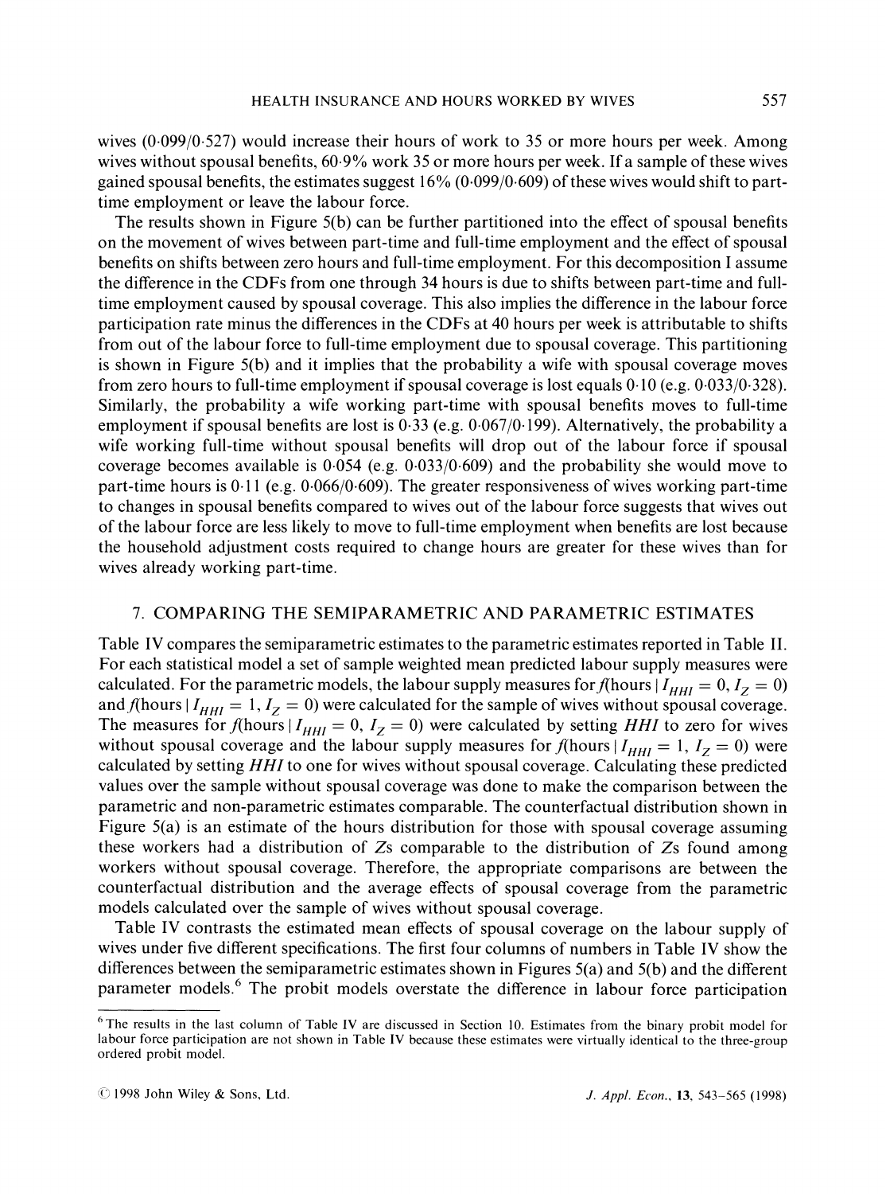wives (0·099/0·527) would increase their hours of work to 35 or more hours per week. Among wives without spousal benefits, 60·9% work 35 or more hours per week. If a sample of these wives gained spousal benefits, the estimates suggest 16% (0·099/0·609) of these wives would shift to part-time employment or leave the labour force.

The results shown in Figure 5(b) can be further partitioned into the effect of spousal benefits on the movement of wives between part-time and full-time employment and the effect of spousal benefits on shifts between zero hours and full-time employment. For this decomposition I assume the difference in the CDFs from one through 34 hours is due to shifts between part-time and full-time employment caused by spousal coverage. This also implies the difference in the labour force participation rate minus the differences in the CDFs at 40 hours per week is attributable to shifts from out of the labour force to full-time employment due to spousal coverage. This partitioning is shown in Figure 5(b) and it implies that the probability a wife with spousal coverage moves from zero hours to full-time employment if spousal coverage is lost equals 0·10 (e.g. 0·033/0·328). Similarly, the probability a wife working part-time with spousal benefits moves to full-time employment if spousal benefits are lost is 0·33 (e.g. 0·067/0·199). Alternatively, the probability a wife working full-time without spousal benefits will drop out of the labour force if spousal coverage becomes available is 0·054 (e.g. 0·033/0·609) and the probability she would move to part-time hours is 0·11 (e.g. 0·066/0·609). The greater responsiveness of wives working part-time to changes in spousal benefits compared to wives out of the labour force suggests that wives out of the labour force are less likely to move to full-time employment when benefits are lost because the household adjustment costs required to change hours are greater for these wives than for wives already working part-time.

## 7. COMPARING THE SEMIPARAMETRIC AND PARAMETRIC ESTIMATES

Table IV compares the semiparametric estimates to the parametric estimates reported in Table II. For each statistical model a set of sample weighted mean predicted labour supply measures were calculated. For the parametric models, the labour supply measures for $f(\text{hours} \mid I_{HHI} = 0, I_Z = 0)$ and $f(\text{hours} \mid I_{HHI} = 1, I_Z = 0)$ were calculated for the sample of wives without spousal coverage. The measures for $f(\text{hours} \mid I_{HHI} = 0, I_Z = 0)$ were calculated by setting $HHI$ to zero for wives without spousal coverage and the labour supply measures for $f(\text{hours} \mid I_{HHI} = 1, I_Z = 0)$ were calculated by setting $HHI$ to one for wives without spousal coverage. Calculating these predicted values over the sample without spousal coverage was done to make the comparison between the parametric and non-parametric estimates comparable. The counterfactual distribution shown in Figure 5(a) is an estimate of the hours distribution for those with spousal coverage assuming these workers had a distribution of $Z$s comparable to the distribution of $Z$s found among workers without spousal coverage. Therefore, the appropriate comparisons are between the counterfactual distribution and the average effects of spousal coverage from the parametric models calculated over the sample of wives without spousal coverage.

Table IV contrasts the estimated mean effects of spousal coverage on the labour supply of wives under five different specifications. The first four columns of numbers in Table IV show the differences between the semiparametric estimates shown in Figures 5(a) and 5(b) and the different parameter models.[6] The probit models overstate the difference in labour force participation

[6] The results in the last column of Table IV are discussed in Section 10. Estimates from the binary probit model for labour force participation are not shown in Table IV because these estimates were virtually identical to the three-group ordered probit model.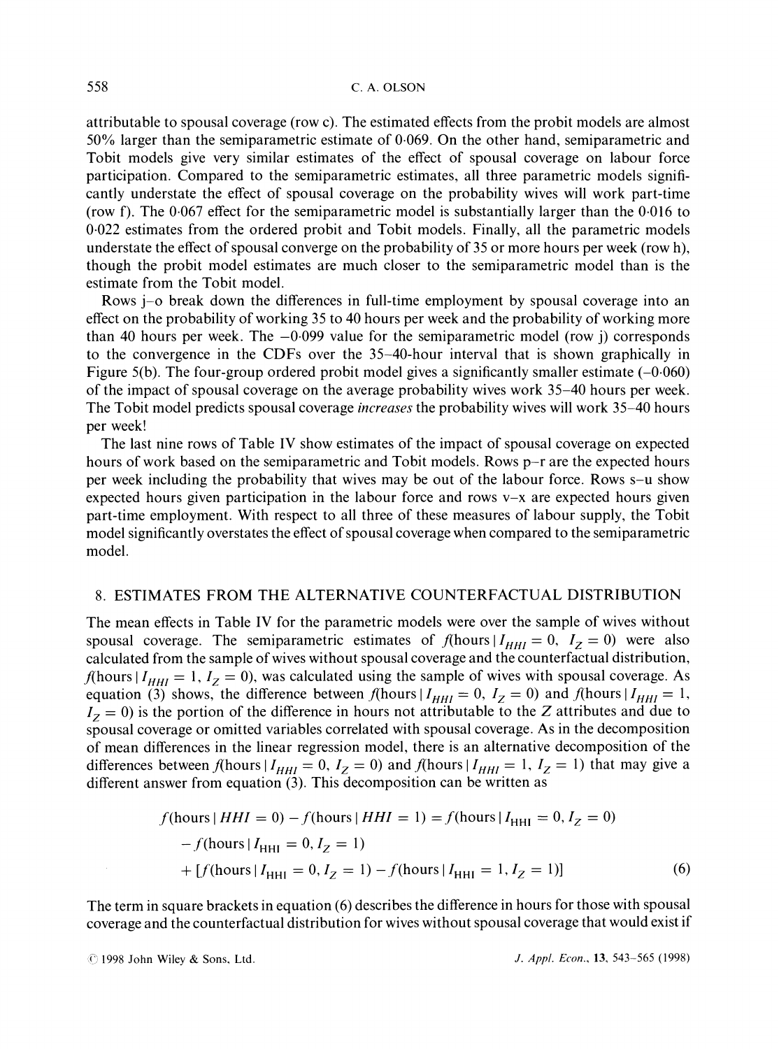attributable to spousal coverage (row c). The estimated effects from the probit models are almost 50% larger than the semiparametric estimate of 0·069. On the other hand, semiparametric and Tobit models give very similar estimates of the effect of spousal coverage on labour force participation. Compared to the semiparametric estimates, all three parametric models significantly understate the effect of spousal coverage on the probability wives will work part-time (row f). The 0·067 effect for the semiparametric model is substantially larger than the 0·016 to 0·022 estimates from the ordered probit and Tobit models. Finally, all the parametric models understate the effect of spousal converge on the probability of 35 or more hours per week (row h), though the probit model estimates are much closer to the semiparametric model than is the estimate from the Tobit model.

Rows j–o break down the differences in full-time employment by spousal coverage into an effect on the probability of working 35 to 40 hours per week and the probability of working more than 40 hours per week. The −0·099 value for the semiparametric model (row j) corresponds to the convergence in the CDFs over the 35–40-hour interval that is shown graphically in Figure 5(b). The four-group ordered probit model gives a significantly smaller estimate (−0·060) of the impact of spousal coverage on the average probability wives work 35–40 hours per week. The Tobit model predicts spousal coverage *increases* the probability wives will work 35–40 hours per week!

The last nine rows of Table IV show estimates of the impact of spousal coverage on expected hours of work based on the semiparametric and Tobit models. Rows p–r are the expected hours per week including the probability that wives may be out of the labour force. Rows s–u show expected hours given participation in the labour force and rows v–x are expected hours given part-time employment. With respect to all three of these measures of labour supply, the Tobit model significantly overstates the effect of spousal coverage when compared to the semiparametric model.

## 8. ESTIMATES FROM THE ALTERNATIVE COUNTERFACTUAL DISTRIBUTION

The mean effects in Table IV for the parametric models were over the sample of wives without spousal coverage. The semiparametric estimates of $f(\text{hours} \mid I_{HHI} = 0,\ I_Z = 0)$ were also calculated from the sample of wives without spousal coverage and the counterfactual distribution, $f(\text{hours} \mid I_{HHI} = 1,\ I_Z = 0)$, was calculated using the sample of wives with spousal coverage. As equation (3) shows, the difference between $f(\text{hours} \mid I_{HHI} = 0,\ I_Z = 0)$ and $f(\text{hours} \mid I_{HHI} = 1,\ I_Z = 0)$ is the portion of the difference in hours not attributable to the $Z$ attributes and due to spousal coverage or omitted variables correlated with spousal coverage. As in the decomposition of mean differences in the linear regression model, there is an alternative decomposition of the differences between $f(\text{hours} \mid I_{HHI} = 0,\ I_Z = 0)$ and $f(\text{hours} \mid I_{HHI} = 1,\ I_Z = 1)$ that may give a different answer from equation (3). This decomposition can be written as

$$
\begin{aligned}
f(\text{hours} \mid HHI = 0) - f(\text{hours} \mid HHI = 1) = {} & f(\text{hours} \mid I_{\text{HHI}} = 0, I_Z = 0) \\
& - f(\text{hours} \mid I_{\text{HHI}} = 0, I_Z = 1) \\
& + [f(\text{hours} \mid I_{\text{HHI}} = 0, I_Z = 1) - f(\text{hours} \mid I_{\text{HHI}} = 1, I_Z = 1)] \qquad (6)
\end{aligned}
$$

The term in square brackets in equation (6) describes the difference in hours for those with spousal coverage and the counterfactual distribution for wives without spousal coverage that would exist if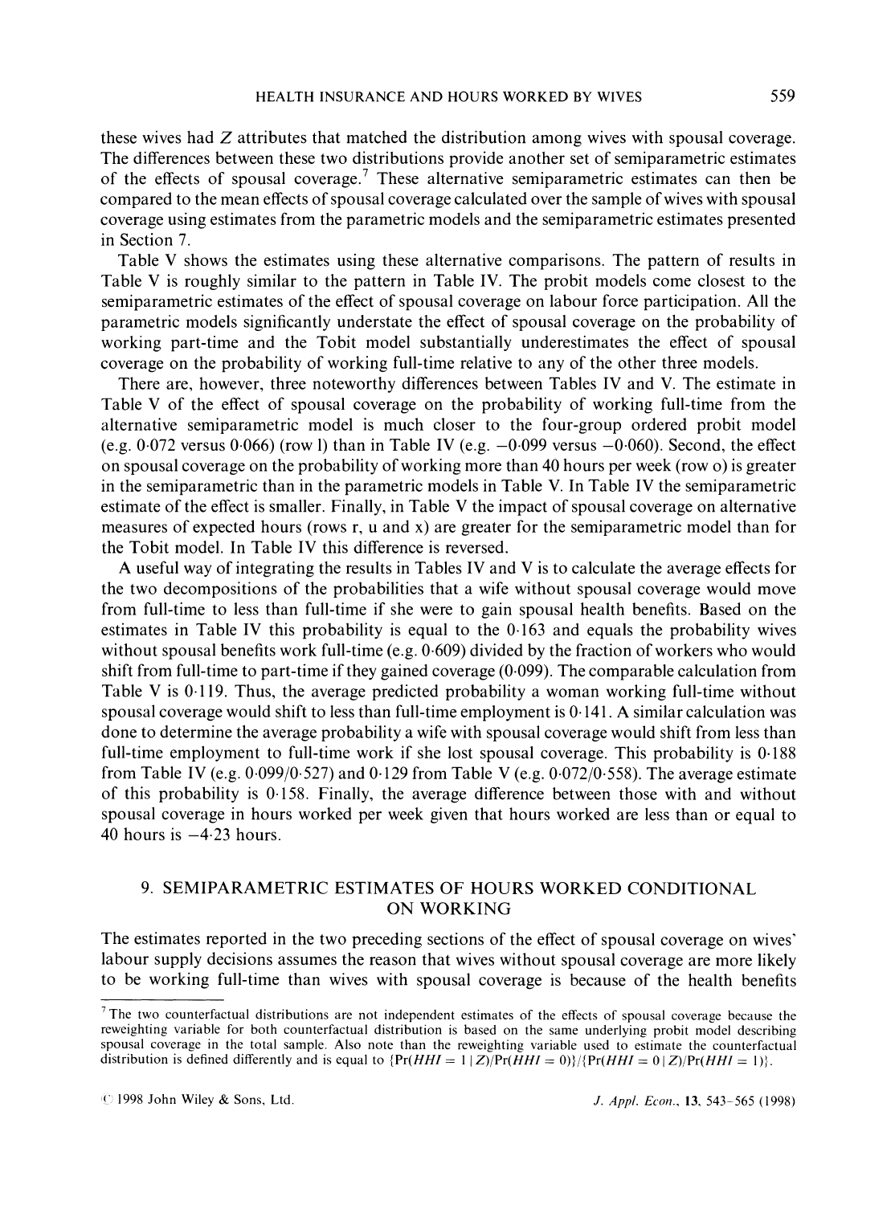these wives had $Z$ attributes that matched the distribution among wives with spousal coverage. The differences between these two distributions provide another set of semiparametric estimates of the effects of spousal coverage.[7] These alternative semiparametric estimates can then be compared to the mean effects of spousal coverage calculated over the sample of wives with spousal coverage using estimates from the parametric models and the semiparametric estimates presented in Section 7.

Table V shows the estimates using these alternative comparisons. The pattern of results in Table V is roughly similar to the pattern in Table IV. The probit models come closest to the semiparametric estimates of the effect of spousal coverage on labour force participation. All the parametric models significantly understate the effect of spousal coverage on the probability of working part-time and the Tobit model substantially underestimates the effect of spousal coverage on the probability of working full-time relative to any of the other three models.

There are, however, three noteworthy differences between Tables IV and V. The estimate in Table V of the effect of spousal coverage on the probability of working full-time from the alternative semiparametric model is much closer to the four-group ordered probit model (e.g. 0·072 versus 0·066) (row l) than in Table IV (e.g. −0·099 versus −0·060). Second, the effect on spousal coverage on the probability of working more than 40 hours per week (row o) is greater in the semiparametric than in the parametric models in Table V. In Table IV the semiparametric estimate of the effect is smaller. Finally, in Table V the impact of spousal coverage on alternative measures of expected hours (rows r, u and x) are greater for the semiparametric model than for the Tobit model. In Table IV this difference is reversed.

A useful way of integrating the results in Tables IV and V is to calculate the average effects for the two decompositions of the probabilities that a wife without spousal coverage would move from full-time to less than full-time if she were to gain spousal health benefits. Based on the estimates in Table IV this probability is equal to the 0·163 and equals the probability wives without spousal benefits work full-time (e.g. 0·609) divided by the fraction of workers who would shift from full-time to part-time if they gained coverage (0·099). The comparable calculation from Table V is 0·119. Thus, the average predicted probability a woman working full-time without spousal coverage would shift to less than full-time employment is 0·141. A similar calculation was done to determine the average probability a wife with spousal coverage would shift from less than full-time employment to full-time work if she lost spousal coverage. This probability is 0·188 from Table IV (e.g. 0·099/0·527) and 0·129 from Table V (e.g. 0·072/0·558). The average estimate of this probability is 0·158. Finally, the average difference between those with and without spousal coverage in hours worked per week given that hours worked are less than or equal to 40 hours is −4·23 hours.

## 9. SEMIPARAMETRIC ESTIMATES OF HOURS WORKED CONDITIONAL ON WORKING

The estimates reported in the two preceding sections of the effect of spousal coverage on wives' labour supply decisions assumes the reason that wives without spousal coverage are more likely to be working full-time than wives with spousal coverage is because of the health benefits

[7] The two counterfactual distributions are not independent estimates of the effects of spousal coverage because the reweighting variable for both counterfactual distribution is based on the same underlying probit model describing spousal coverage in the total sample. Also note than the reweighting variable used to estimate the counterfactual distribution is defined differently and is equal to $\{\Pr(HHI = 1 \mid Z)/\Pr(HHI = 0)\}/\{\Pr(HHI = 0 \mid Z)/\Pr(HHI = 1)\}$.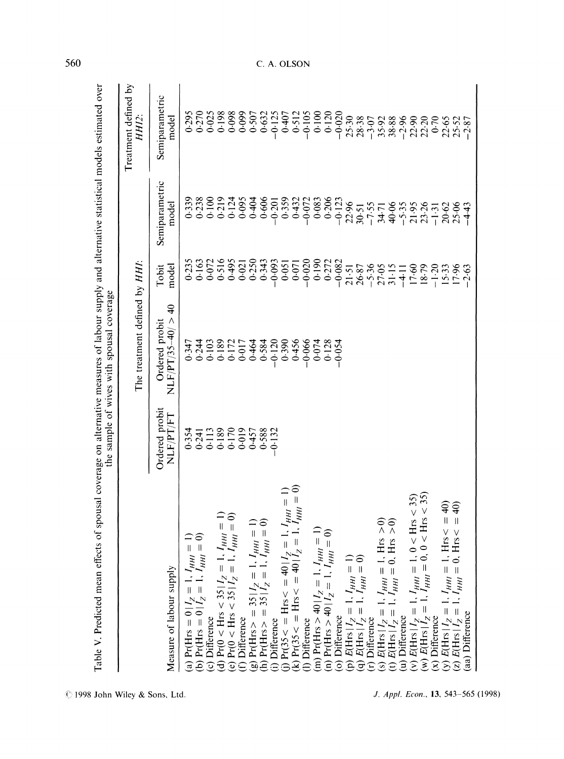Table V. Predicted mean effects of spousal coverage on alternative measures of labour supply and alternative statistical models estimated over the sample of wives with spousal coverage

| Measure of labour supply | The treatment defined by *HHI*: | | | | Treatment defined by *HHI2*: |
|---|---|---|---|---|---|
| | Ordered probit NLF/PT/FT | Ordered probit NLF/PT/35–40/ > 40 | Tobit model | Semiparametric model | Semiparametric model |
| (a) $\Pr(\text{Hrs} = 0 \mid I_Z = 1, I_{HHI} = 1)$ | 0·354 | 0·347 | 0·235 | 0·339 | 0·295 |
| (b) $\Pr(\text{Hrs} = 0 \mid I_Z = 1, I_{HHI} = 0)$ | 0·241 | 0·244 | 0·163 | 0·238 | 0·270 |
| (c) Difference | 0·113 | 0·103 | 0·072 | 0·100 | 0·025 |
| (d) $\Pr(0 < \text{Hrs} < 35 \mid I_Z = 1, I_{HHI} = 1)$ | 0·189 | 0·189 | 0·516 | 0·219 | 0·198 |
| (e) $\Pr(0 < \text{Hrs} < 35 \mid I_Z = 1, I_{HHI} = 0)$ | 0·170 | 0·172 | 0·495 | 0·124 | 0·098 |
| (f) Difference | 0·019 | 0·017 | 0·021 | 0·095 | 0·099 |
| (g) $\Pr(\text{Hrs} >= 35 \mid I_Z = 1, I_{HHI} = 1)$ | 0·457 | 0·464 | 0·250 | 0·404 | 0·507 |
| (h) $\Pr(\text{Hrs} >= 35 \mid I_Z = 1, I_{HHI} = 0)$ | 0·588 | 0·584 | 0·343 | 0·606 | 0·632 |
| (i) Difference | −0·132 | −0·120 | −0·093 | −0·201 | −0·125 |
| (j) $\Pr(35 <= \text{Hrs} <= 40 \mid I_Z = 1, I_{HHI} = 1)$ | | 0·390 | 0·051 | 0·359 | 0·407 |
| (k) $\Pr(35 <= \text{Hrs} <= 40 \mid I_Z = 1, I_{HHI} = 0)$ | | 0·456 | 0·071 | 0·432 | 0·512 |
| (l) Difference | | −0·066 | −0·020 | −0·072 | −0·105 |
| (m) $\Pr(\text{Hrs} > 40 \mid I_Z = 1, I_{HHI} = 1)$ | | 0·074 | 0·190 | 0·083 | 0·100 |
| (n) $\Pr(\text{Hrs} > 40 \mid I_Z = 1, I_{HHI} = 0)$ | | 0·128 | 0·272 | 0·206 | 0·120 |
| (o) Difference | | −0·054 | −0·082 | −0·123 | −0·020 |
| (p) $E(\text{Hrs} \mid I_Z = 1, I_{HHI} = 1)$ | | | 21·51 | 22·96 | 25·30 |
| (q) $E(\text{Hrs} \mid I_Z = 1, I_{HHI} = 0)$ | | | 26·87 | 30·51 | 28·38 |
| (r) Difference | | | −5·36 | −7·55 | −3·07 |
| (s) $E(\text{Hrs} \mid I_Z = 1, I_{HHI} = 1, \text{Hrs} > 0)$ | | | 27·05 | 34·71 | 35·92 |
| (t) $E(\text{Hrs} \mid I_Z = 1, I_{HHI} = 0, \text{Hrs} > 0)$ | | | 31·15 | 40·06 | 38·88 |
| (u) Difference | | | −4·11 | −5·35 | −2·96 |
| (v) $E(\text{Hrs} \mid I_Z = 1, I_{HHI} = 1, 0 < \text{Hrs} < 35)$ | | | 17·60 | 21·95 | 22·90 |
| (w) $E(\text{Hrs} \mid I_Z = 1, I_{HHI} = 0, 0 < \text{Hrs} < 35)$ | | | 18·79 | 23·26 | 22·20 |
| (x) Difference | | | −1·20 | −1·31 | 0·70 |
| (y) $E(\text{Hrs} \mid I_Z = 1, I_{HHI} = 1, \text{Hrs} <= 40)$ | | | 15·33 | 20·62 | 22·65 |
| (z) $E(\text{Hrs} \mid I_Z = 1, I_{HHI} = 0, \text{Hrs} <= 40)$ | | | 17·96 | 25·06 | 25·52 |
| (aa) Difference | | | −2·63 | −4·43 | −2·87 |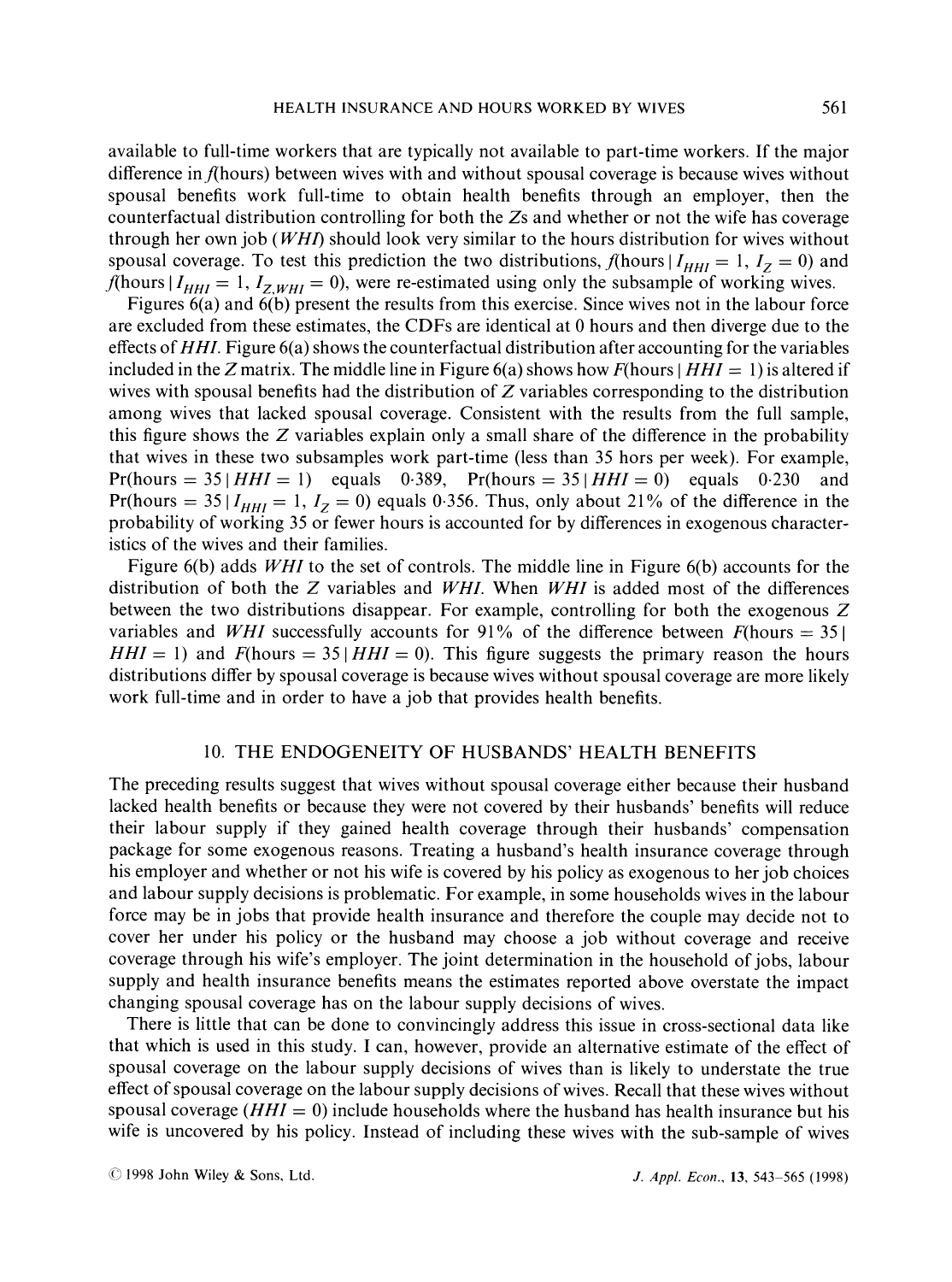available to full-time workers that are typically not available to part-time workers. If the major difference in $f$(hours) between wives with and without spousal coverage is because wives without spousal benefits work full-time to obtain health benefits through an employer, then the counterfactual distribution controlling for both the $Z$s and whether or not the wife has coverage through her own job (*WHI*) should look very similar to the hours distribution for wives without spousal coverage. To test this prediction the two distributions, $f(\text{hours} \mid I_{HHI} = 1, I_Z = 0)$ and $f(\text{hours} \mid I_{HHI} = 1, I_{Z,WHI} = 0)$, were re-estimated using only the subsample of working wives.

Figures 6(a) and 6(b) present the results from this exercise. Since wives not in the labour force are excluded from these estimates, the CDFs are identical at 0 hours and then diverge due to the effects of *HHI*. Figure 6(a) shows the counterfactual distribution after accounting for the variables included in the $Z$ matrix. The middle line in Figure 6(a) shows how $F(\text{hours} \mid HHI = 1)$ is altered if wives with spousal benefits had the distribution of $Z$ variables corresponding to the distribution among wives that lacked spousal coverage. Consistent with the results from the full sample, this figure shows the $Z$ variables explain only a small share of the difference in the probability that wives in these two subsamples work part-time (less than 35 hors per week). For example, $\Pr(\text{hours} = 35 \mid HHI = 1)$ equals 0·389, $\Pr(\text{hours} = 35 \mid HHI = 0)$ equals 0·230 and $\Pr(\text{hours} = 35 \mid I_{HHI} = 1, I_Z = 0)$ equals 0·356. Thus, only about 21% of the difference in the probability of working 35 or fewer hours is accounted for by differences in exogenous characteristics of the wives and their families.

Figure 6(b) adds *WHI* to the set of controls. The middle line in Figure 6(b) accounts for the distribution of both the $Z$ variables and *WHI*. When *WHI* is added most of the differences between the two distributions disappear. For example, controlling for both the exogenous $Z$ variables and *WHI* successfully accounts for 91% of the difference between $F(\text{hours} = 35 \mid HHI = 1)$ and $F(\text{hours} = 35 \mid HHI = 0)$. This figure suggests the primary reason the hours distributions differ by spousal coverage is because wives without spousal coverage are more likely work full-time and in order to have a job that provides health benefits.

## 10. THE ENDOGENEITY OF HUSBANDS' HEALTH BENEFITS

The preceding results suggest that wives without spousal coverage either because their husband lacked health benefits or because they were not covered by their husbands' benefits will reduce their labour supply if they gained health coverage through their husbands' compensation package for some exogenous reasons. Treating a husband's health insurance coverage through his employer and whether or not his wife is covered by his policy as exogenous to her job choices and labour supply decisions is problematic. For example, in some households wives in the labour force may be in jobs that provide health insurance and therefore the couple may decide not to cover her under his policy or the husband may choose a job without coverage and receive coverage through his wife's employer. The joint determination in the household of jobs, labour supply and health insurance benefits means the estimates reported above overstate the impact changing spousal coverage has on the labour supply decisions of wives.

There is little that can be done to convincingly address this issue in cross-sectional data like that which is used in this study. I can, however, provide an alternative estimate of the effect of spousal coverage on the labour supply decisions of wives than is likely to understate the true effect of spousal coverage on the labour supply decisions of wives. Recall that these wives without spousal coverage ($HHI = 0$) include households where the husband has health insurance but his wife is uncovered by his policy. Instead of including these wives with the sub-sample of wives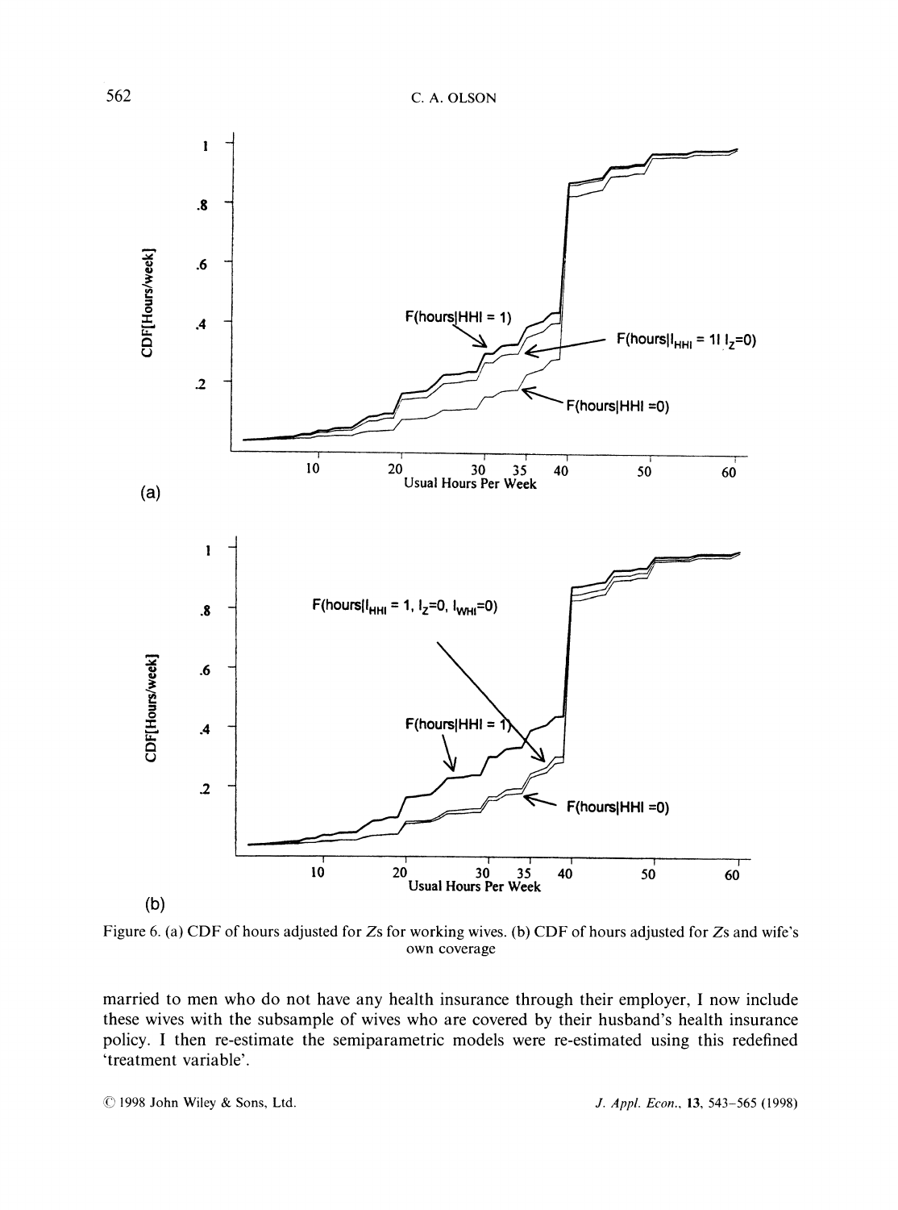Figure 6. (a) CDF of hours adjusted for $Z$s for working wives. (b) CDF of hours adjusted for $Z$s and wife's own coverage

married to men who do not have any health insurance through their employer, I now include these wives with the subsample of wives who are covered by their husband's health insurance policy. I then re-estimate the semiparametric models were re-estimated using this redefined 'treatment variable'.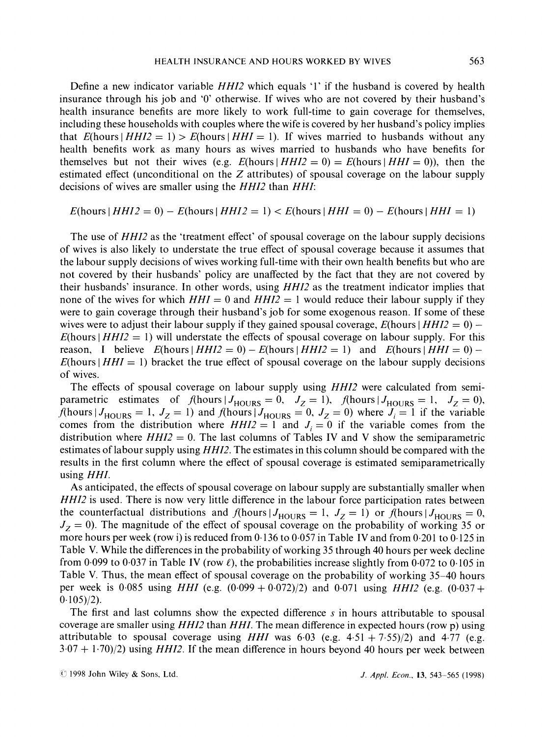Define a new indicator variable *HHI2* which equals '1' if the husband is covered by health insurance through his job and '0' otherwise. If wives who are not covered by their husband's health insurance benefits are more likely to work full-time to gain coverage for themselves, including these households with couples where the wife is covered by her husband's policy implies that $E(\text{hours} \mid HHI2 = 1) > E(\text{hours} \mid HHI = 1)$. If wives married to husbands without any health benefits work as many hours as wives married to husbands who have benefits for themselves but not their wives (e.g. $E(\text{hours} \mid HHI2 = 0) = E(\text{hours} \mid HHI = 0)$), then the estimated effect (unconditional on the *Z* attributes) of spousal coverage on the labour supply decisions of wives are smaller using the *HHI2* than *HHI*:

$$E(\text{hours} \mid HHI2 = 0) - E(\text{hours} \mid HHI2 = 1) < E(\text{hours} \mid HHI = 0) - E(\text{hours} \mid HHI = 1)$$

The use of *HHI2* as the 'treatment effect' of spousal coverage on the labour supply decisions of wives is also likely to understate the true effect of spousal coverage because it assumes that the labour supply decisions of wives working full-time with their own health benefits but who are not covered by their husbands' policy are unaffected by the fact that they are not covered by their husbands' insurance. In other words, using *HHI2* as the treatment indicator implies that none of the wives for which $HHI = 0$ and $HHI2 = 1$ would reduce their labour supply if they were to gain coverage through their husband's job for some exogenous reason. If some of these wives were to adjust their labour supply if they gained spousal coverage, $E(\text{hours} \mid HHI2 = 0) - E(\text{hours} \mid HHI2 = 1)$ will understate the effects of spousal coverage on labour supply. For this reason, I believe $E(\text{hours} \mid HHI2 = 0) - E(\text{hours} \mid HHI2 = 1)$ and $E(\text{hours} \mid HHI = 0) - E(\text{hours} \mid HHI = 1)$ bracket the true effect of spousal coverage on the labour supply decisions of wives.

The effects of spousal coverage on labour supply using *HHI2* were calculated from semiparametric estimates of $f(\text{hours} \mid J_{\text{HOURS}} = 0,\ J_Z = 1)$, $f(\text{hours} \mid J_{\text{HOURS}} = 1,\ J_Z = 0)$, $f(\text{hours} \mid J_{\text{HOURS}} = 1,\ J_Z = 1)$ and $f(\text{hours} \mid J_{\text{HOURS}} = 0,\ J_Z = 0)$ where $J_i = 1$ if the variable comes from the distribution where $HHI2 = 1$ and $J_i = 0$ if the variable comes from the distribution where $HHI2 = 0$. The last columns of Tables IV and V show the semiparametric estimates of labour supply using *HHI2*. The estimates in this column should be compared with the results in the first column where the effect of spousal coverage is estimated semiparametrically using *HHI*.

As anticipated, the effects of spousal coverage on labour supply are substantially smaller when *HHI2* is used. There is now very little difference in the labour force participation rates between the counterfactual distributions and $f(\text{hours} \mid J_{\text{HOURS}} = 1,\ J_Z = 1)$ or $f(\text{hours} \mid J_{\text{HOURS}} = 0,\ J_Z = 0)$. The magnitude of the effect of spousal coverage on the probability of working 35 or more hours per week (row i) is reduced from 0·136 to 0·057 in Table IV and from 0·201 to 0·125 in Table V. While the differences in the probability of working 35 through 40 hours per week decline from 0·099 to 0·037 in Table IV (row $\ell$), the probabilities increase slightly from 0·072 to 0·105 in Table V. Thus, the mean effect of spousal coverage on the probability of working 35–40 hours per week is 0·085 using *HHI* (e.g. $(0{\cdot}099 + 0{\cdot}072)/2$) and 0·071 using *HHI2* (e.g. $(0{\cdot}037 + 0{\cdot}105)/2$).

The first and last columns show the expected difference *s* in hours attributable to spousal coverage are smaller using *HHI2* than *HHI*. The mean difference in expected hours (row p) using attributable to spousal coverage using *HHI* was 6·03 (e.g. $4{\cdot}51 + 7{\cdot}55)/2$) and 4·77 (e.g. $3{\cdot}07 + 1{\cdot}70)/2$) using *HHI2*. If the mean difference in hours beyond 40 hours per week between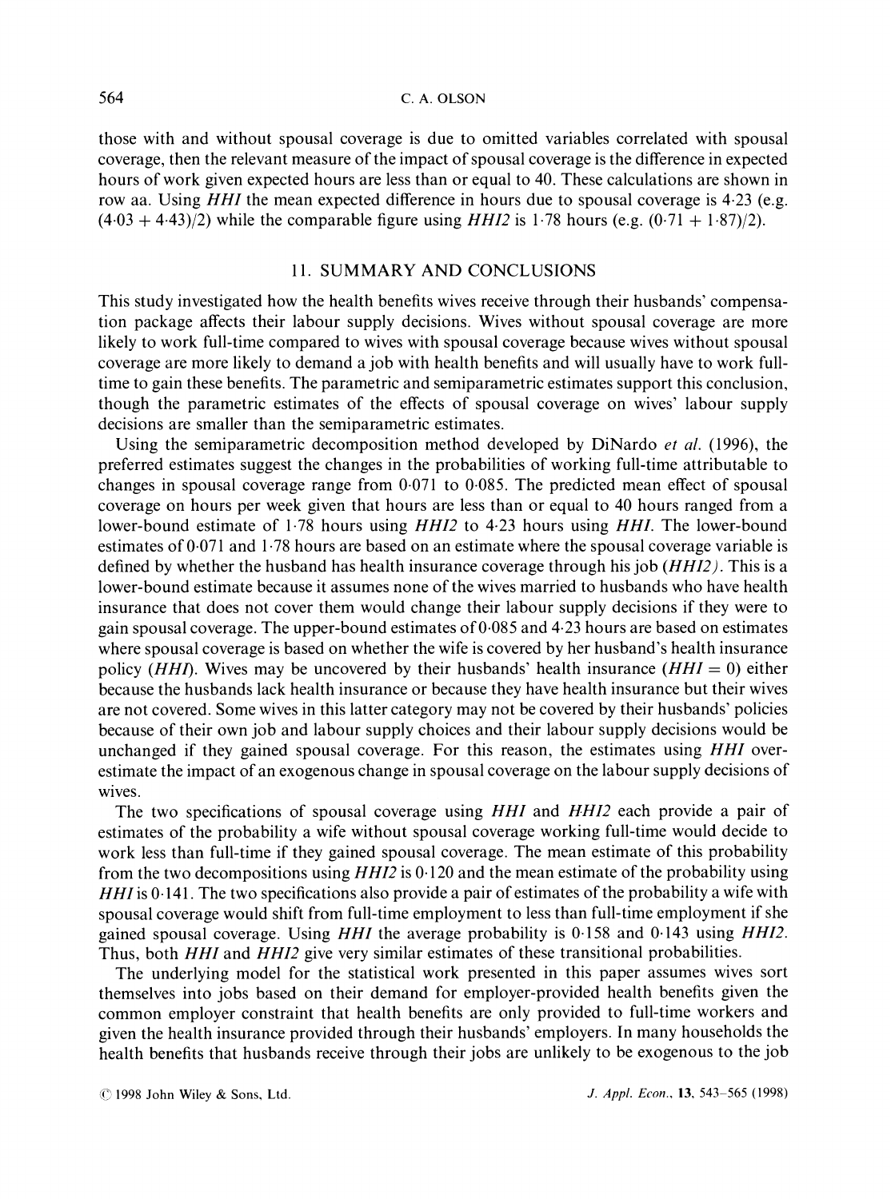those with and without spousal coverage is due to omitted variables correlated with spousal coverage, then the relevant measure of the impact of spousal coverage is the difference in expected hours of work given expected hours are less than or equal to 40. These calculations are shown in row aa. Using *HHI* the mean expected difference in hours due to spousal coverage is 4·23 (e.g. (4·03 + 4·43)/2) while the comparable figure using *HHI2* is 1·78 hours (e.g. (0·71 + 1·87)/2).

## 11. SUMMARY AND CONCLUSIONS

This study investigated how the health benefits wives receive through their husbands' compensation package affects their labour supply decisions. Wives without spousal coverage are more likely to work full-time compared to wives with spousal coverage because wives without spousal coverage are more likely to demand a job with health benefits and will usually have to work full-time to gain these benefits. The parametric and semiparametric estimates support this conclusion, though the parametric estimates of the effects of spousal coverage on wives' labour supply decisions are smaller than the semiparametric estimates.

Using the semiparametric decomposition method developed by DiNardo *et al.* (1996), the preferred estimates suggest the changes in the probabilities of working full-time attributable to changes in spousal coverage range from 0·071 to 0·085. The predicted mean effect of spousal coverage on hours per week given that hours are less than or equal to 40 hours ranged from a lower-bound estimate of 1·78 hours using *HHI2* to 4·23 hours using *HHI*. The lower-bound estimates of 0·071 and 1·78 hours are based on an estimate where the spousal coverage variable is defined by whether the husband has health insurance coverage through his job (*HHI2*). This is a lower-bound estimate because it assumes none of the wives married to husbands who have health insurance that does not cover them would change their labour supply decisions if they were to gain spousal coverage. The upper-bound estimates of 0·085 and 4·23 hours are based on estimates where spousal coverage is based on whether the wife is covered by her husband's health insurance policy (*HHI*). Wives may be uncovered by their husbands' health insurance ($HHI = 0$) either because the husbands lack health insurance or because they have health insurance but their wives are not covered. Some wives in this latter category may not be covered by their husbands' policies because of their own job and labour supply choices and their labour supply decisions would be unchanged if they gained spousal coverage. For this reason, the estimates using *HHI* overestimate the impact of an exogenous change in spousal coverage on the labour supply decisions of wives.

The two specifications of spousal coverage using *HHI* and *HHI2* each provide a pair of estimates of the probability a wife without spousal coverage working full-time would decide to work less than full-time if they gained spousal coverage. The mean estimate of this probability from the two decompositions using *HHI2* is 0·120 and the mean estimate of the probability using *HHI* is 0·141. The two specifications also provide a pair of estimates of the probability a wife with spousal coverage would shift from full-time employment to less than full-time employment if she gained spousal coverage. Using *HHI* the average probability is 0·158 and 0·143 using *HHI2*. Thus, both *HHI* and *HHI2* give very similar estimates of these transitional probabilities.

The underlying model for the statistical work presented in this paper assumes wives sort themselves into jobs based on their demand for employer-provided health benefits given the common employer constraint that health benefits are only provided to full-time workers and given the health insurance provided through their husbands' employers. In many households the health benefits that husbands receive through their jobs are unlikely to be exogenous to the job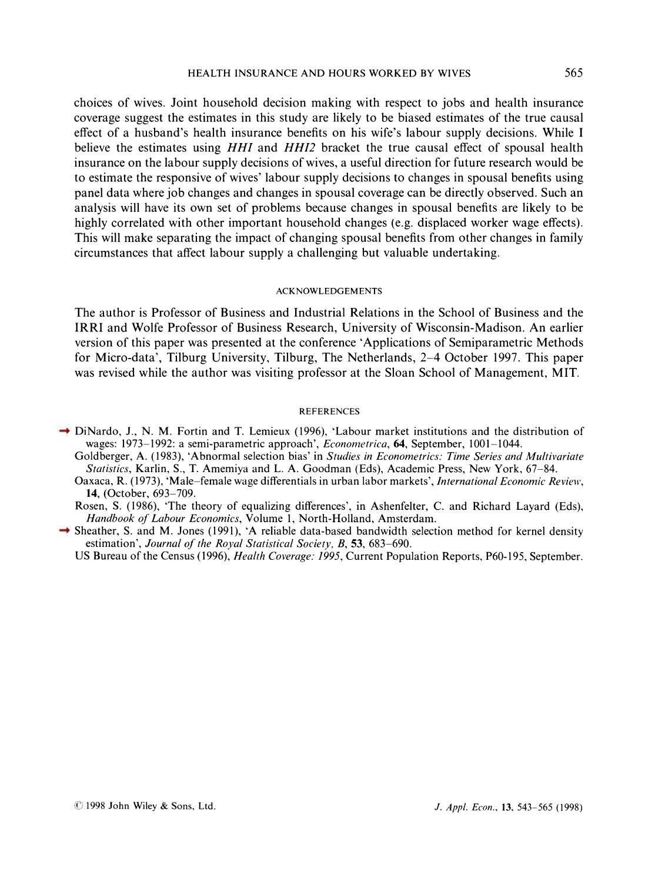choices of wives. Joint household decision making with respect to jobs and health insurance coverage suggest the estimates in this study are likely to be biased estimates of the true causal effect of a husband's health insurance benefits on his wife's labour supply decisions. While I believe the estimates using *HHI* and *HHI2* bracket the true causal effect of spousal health insurance on the labour supply decisions of wives, a useful direction for future research would be to estimate the responsive of wives' labour supply decisions to changes in spousal benefits using panel data where job changes and changes in spousal coverage can be directly observed. Such an analysis will have its own set of problems because changes in spousal benefits are likely to be highly correlated with other important household changes (e.g. displaced worker wage effects). This will make separating the impact of changing spousal benefits from other changes in family circumstances that affect labour supply a challenging but valuable undertaking.

## ACKNOWLEDGEMENTS

The author is Professor of Business and Industrial Relations in the School of Business and the IRRI and Wolfe Professor of Business Research, University of Wisconsin-Madison. An earlier version of this paper was presented at the conference 'Applications of Semiparametric Methods for Micro-data', Tilburg University, Tilburg, The Netherlands, 2–4 October 1997. This paper was revised while the author was visiting professor at the Sloan School of Management, MIT.

## REFERENCES

DiNardo, J., N. M. Fortin and T. Lemieux (1996), 'Labour market institutions and the distribution of wages: 1973–1992: a semi-parametric approach', *Econometrica*, **64**, September, 1001–1044.

Goldberger, A. (1983), 'Abnormal selection bias' in *Studies in Econometrics: Time Series and Multivariate Statistics*, Karlin, S., T. Amemiya and L. A. Goodman (Eds), Academic Press, New York, 67–84.

Oaxaca, R. (1973), 'Male–female wage differentials in urban labor markets', *International Economic Review*, **14**, (October, 693–709.

Rosen, S. (1986), 'The theory of equalizing differences', in Ashenfelter, C. and Richard Layard (Eds), *Handbook of Labour Economics*, Volume 1, North-Holland, Amsterdam.

Sheather, S. and M. Jones (1991), 'A reliable data-based bandwidth selection method for kernel density estimation', *Journal of the Royal Statistical Society, B*, **53**, 683–690.

US Bureau of the Census (1996), *Health Coverage: 1995*, Current Population Reports, P60-195, September.